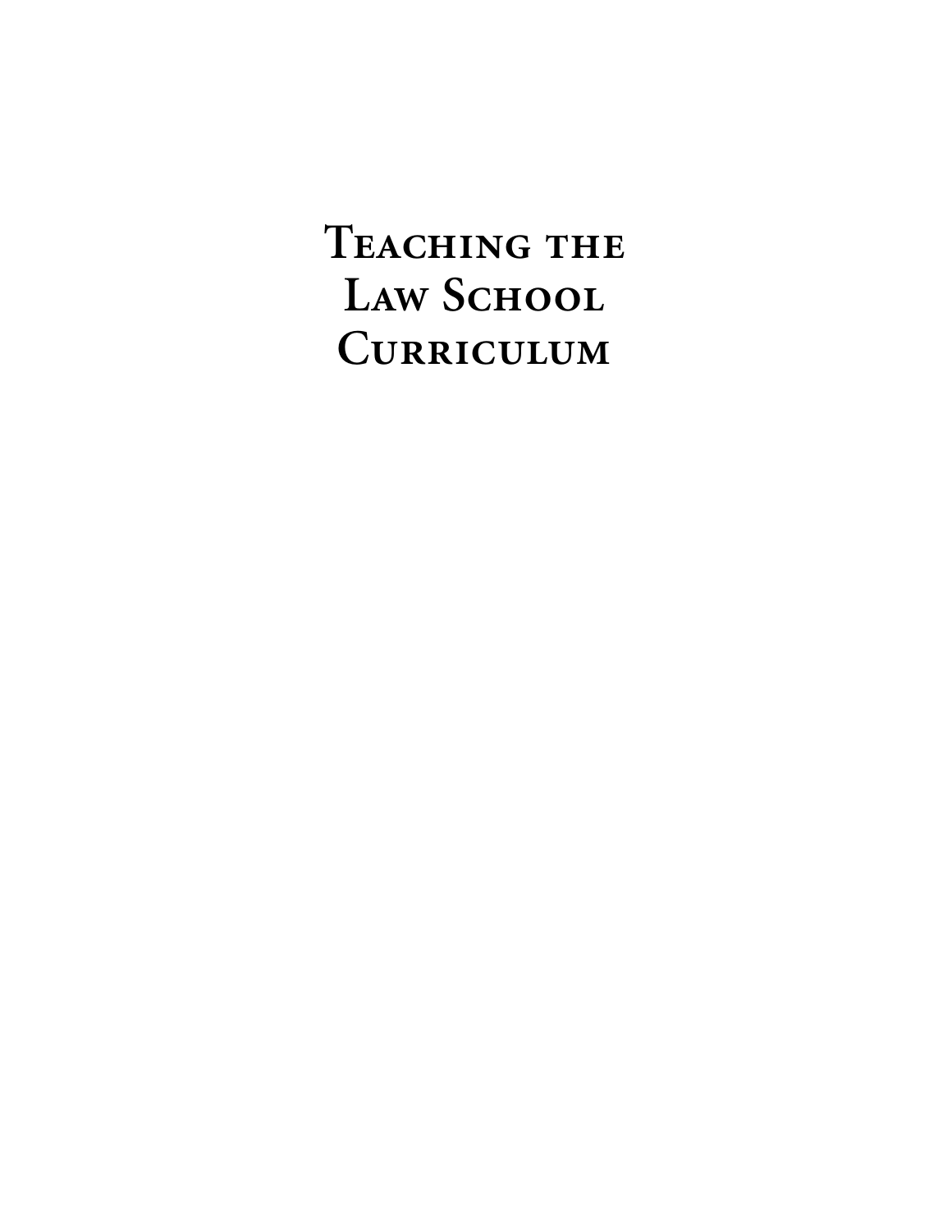# Teaching the Law School Curriculum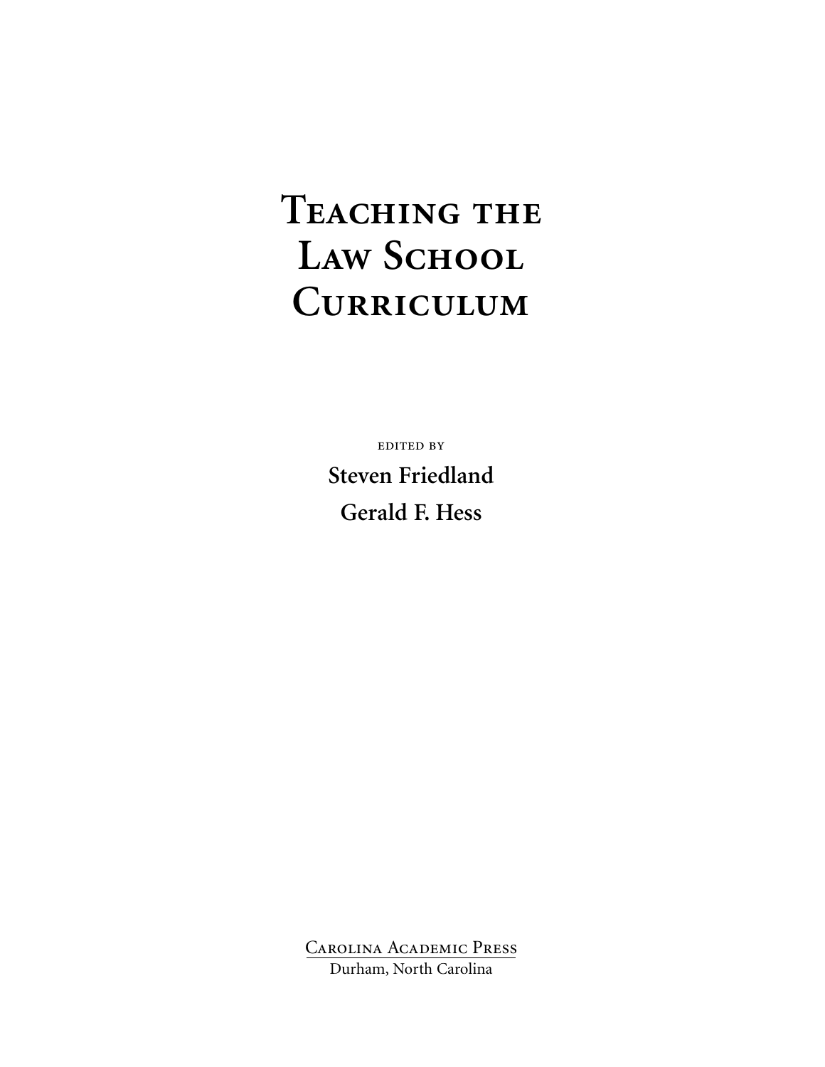# Teaching the Law School Curriculum

edited by

**Steven Friedland**

**Gerald F. Hess**

Carolina Academic Press

Durham, North Carolina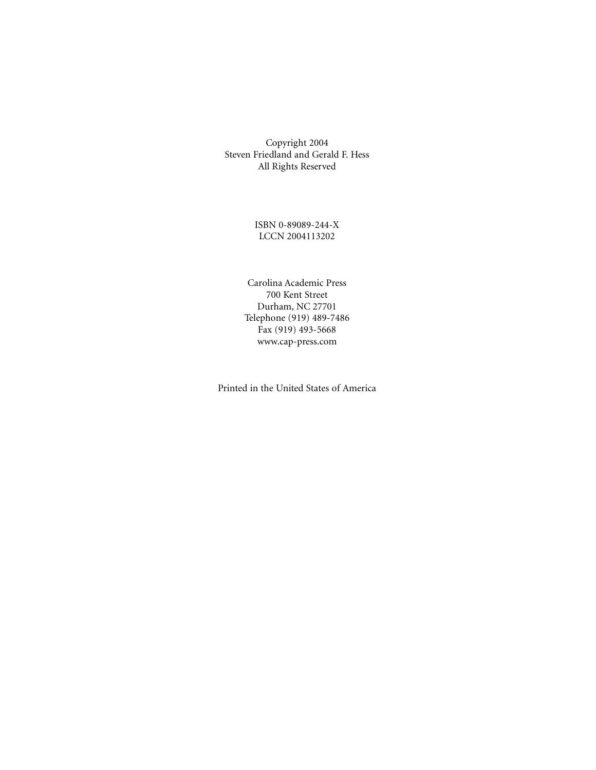Copyright 2004
Steven Friedland and Gerald F. Hess
All Rights Reserved

ISBN 0-89089-244-X
LCCN 2004113202

Carolina Academic Press
700 Kent Street
Durham, NC 27701
Telephone (919) 489-7486
Fax (919) 493-5668
www.cap-press.com

Printed in the United States of America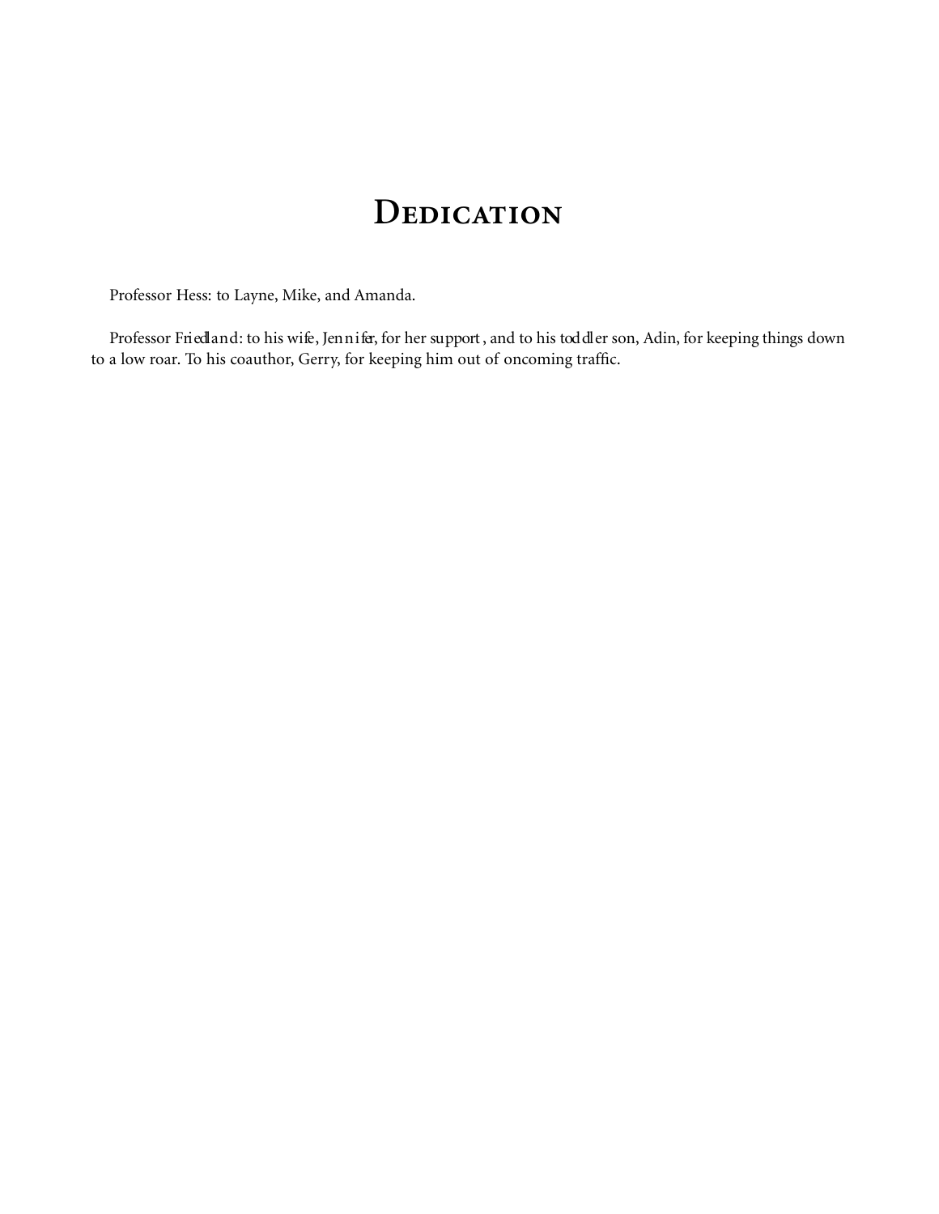# Dedication

Professor Hess: to Layne, Mike, and Amanda.

Professor Friedland: to his wife, Jennifer, for her support, and to his toddler son, Adin, for keeping things down to a low roar. To his coauthor, Gerry, for keeping him out of oncoming traffic.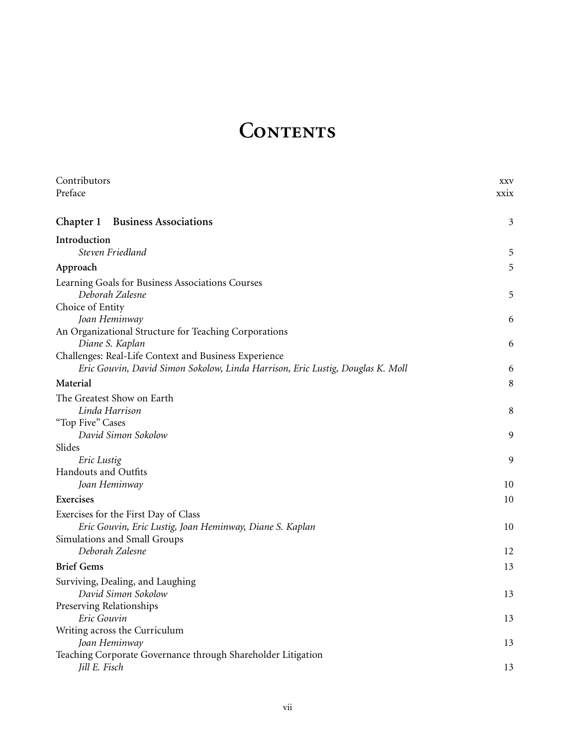# Contents

Contributors xxv
Preface xxix

## Chapter 1 Business Associations 3

**Introduction**
*Steven Friedland* 5

**Approach** 5

Learning Goals for Business Associations Courses
*Deborah Zalesne* 5

Choice of Entity
*Joan Heminway* 6

An Organizational Structure for Teaching Corporations
*Diane S. Kaplan* 6

Challenges: Real-Life Context and Business Experience
*Eric Gouvin, David Simon Sokolow, Linda Harrison, Eric Lustig, Douglas K. Moll* 6

**Material** 8

The Greatest Show on Earth
*Linda Harrison* 8

"Top Five" Cases
*David Simon Sokolow* 9

Slides
*Eric Lustig* 9

Handouts and Outfits
*Joan Heminway* 10

**Exercises** 10

Exercises for the First Day of Class
*Eric Gouvin, Eric Lustig, Joan Heminway, Diane S. Kaplan* 10

Simulations and Small Groups
*Deborah Zalesne* 12

**Brief Gems** 13

Surviving, Dealing, and Laughing
*David Simon Sokolow* 13

Preserving Relationships
*Eric Gouvin* 13

Writing across the Curriculum
*Joan Heminway* 13

Teaching Corporate Governance through Shareholder Litigation
*Jill E. Fisch* 13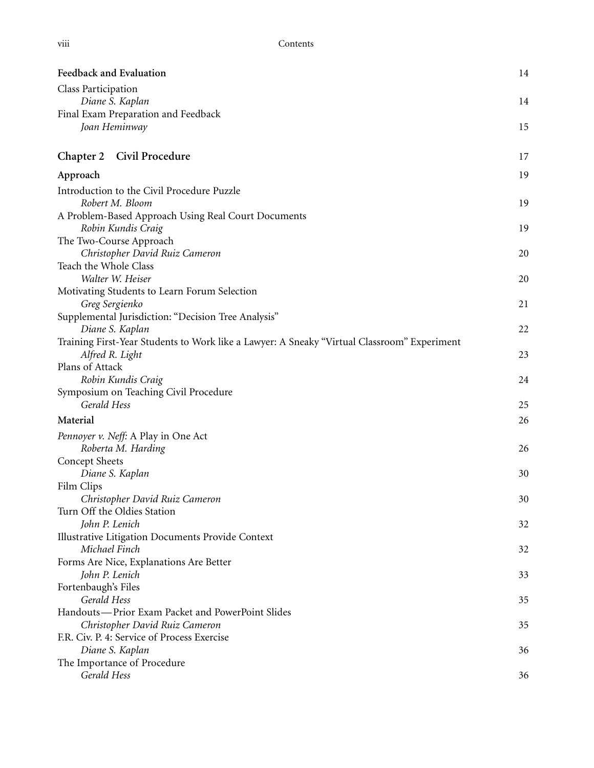**Feedback and Evaluation** 14

Class Participation
*Diane S. Kaplan* 14

Final Exam Preparation and Feedback
*Joan Heminway* 15

## Chapter 2 Civil Procedure 17

**Approach** 19

Introduction to the Civil Procedure Puzzle
*Robert M. Bloom* 19

A Problem-Based Approach Using Real Court Documents
*Robin Kundis Craig* 19

The Two-Course Approach
*Christopher David Ruiz Cameron* 20

Teach the Whole Class
*Walter W. Heiser* 20

Motivating Students to Learn Forum Selection
*Greg Sergienko* 21

Supplemental Jurisdiction: "Decision Tree Analysis"
*Diane S. Kaplan* 22

Training First-Year Students to Work like a Lawyer: A Sneaky "Virtual Classroom" Experiment
*Alfred R. Light* 23

Plans of Attack
*Robin Kundis Craig* 24

Symposium on Teaching Civil Procedure
*Gerald Hess* 25

**Material** 26

*Pennoyer v. Neff*: A Play in One Act
*Roberta M. Harding* 26

Concept Sheets
*Diane S. Kaplan* 30

Film Clips
*Christopher David Ruiz Cameron* 30

Turn Off the Oldies Station
*John P. Lenich* 32

Illustrative Litigation Documents Provide Context
*Michael Finch* 32

Forms Are Nice, Explanations Are Better
*John P. Lenich* 33

Fortenbaugh's Files
*Gerald Hess* 35

Handouts—Prior Exam Packet and PowerPoint Slides
*Christopher David Ruiz Cameron* 35

F.R. Civ. P. 4: Service of Process Exercise
*Diane S. Kaplan* 36

The Importance of Procedure
*Gerald Hess* 36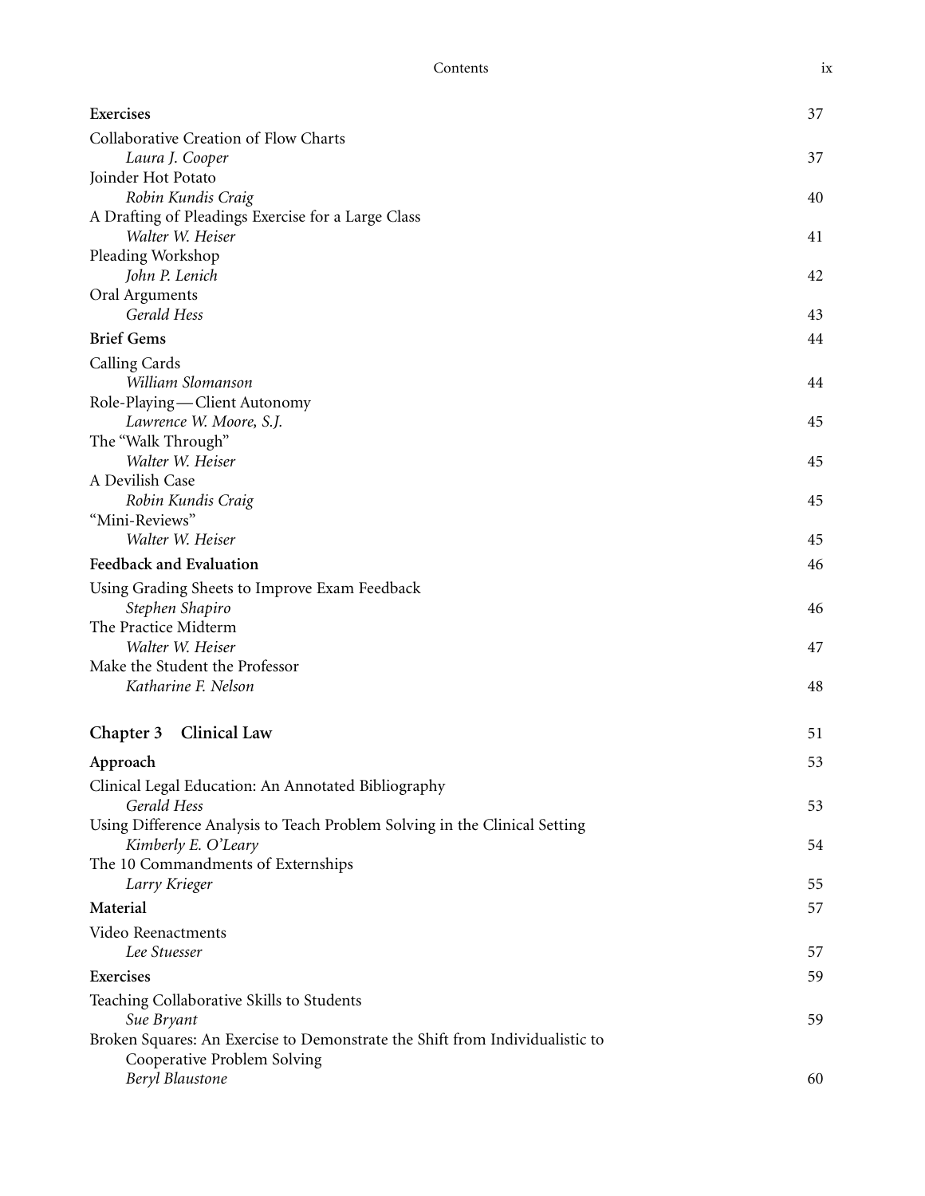**Exercises** 37

Collaborative Creation of Flow Charts
*Laura J. Cooper* 37

Joinder Hot Potato
*Robin Kundis Craig* 40

A Drafting of Pleadings Exercise for a Large Class
*Walter W. Heiser* 41

Pleading Workshop
*John P. Lenich* 42

Oral Arguments
*Gerald Hess* 43

**Brief Gems** 44

Calling Cards
*William Slomanson* 44

Role-Playing—Client Autonomy
*Lawrence W. Moore, S.J.* 45

The "Walk Through"
*Walter W. Heiser* 45

A Devilish Case
*Robin Kundis Craig* 45

"Mini-Reviews"
*Walter W. Heiser* 45

**Feedback and Evaluation** 46

Using Grading Sheets to Improve Exam Feedback
*Stephen Shapiro* 46

The Practice Midterm
*Walter W. Heiser* 47

Make the Student the Professor
*Katharine F. Nelson* 48

## Chapter 3 Clinical Law 51

**Approach** 53

Clinical Legal Education: An Annotated Bibliography
*Gerald Hess* 53

Using Difference Analysis to Teach Problem Solving in the Clinical Setting
*Kimberly E. O'Leary* 54

The 10 Commandments of Externships
*Larry Krieger* 55

**Material** 57

Video Reenactments
*Lee Stuesser* 57

**Exercises** 59

Teaching Collaborative Skills to Students
*Sue Bryant* 59

Broken Squares: An Exercise to Demonstrate the Shift from Individualistic to Cooperative Problem Solving
*Beryl Blaustone* 60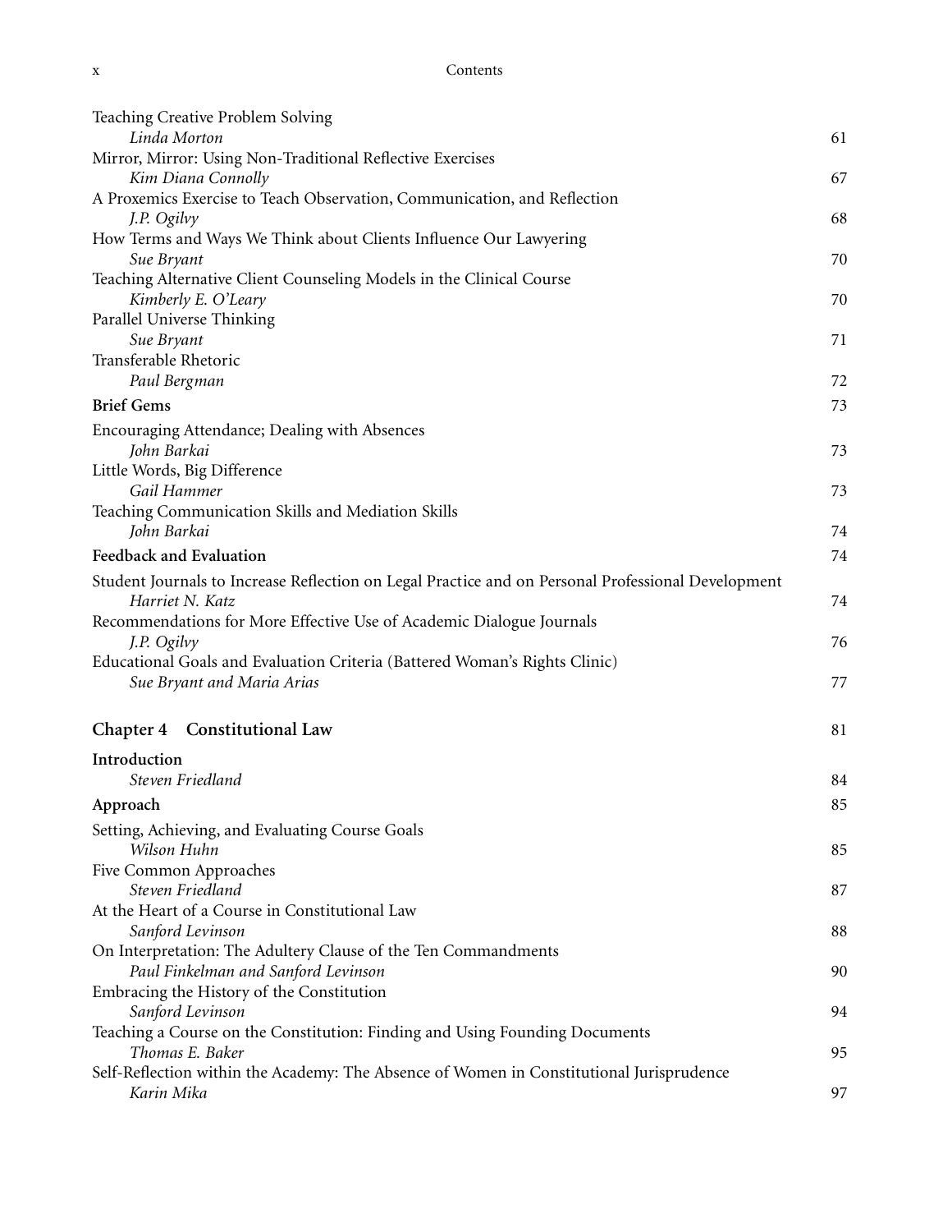Teaching Creative Problem Solving
*Linda Morton* 61

Mirror, Mirror: Using Non-Traditional Reflective Exercises
*Kim Diana Connolly* 67

A Proxemics Exercise to Teach Observation, Communication, and Reflection
*J.P. Ogilvy* 68

How Terms and Ways We Think about Clients Influence Our Lawyering
*Sue Bryant* 70

Teaching Alternative Client Counseling Models in the Clinical Course
*Kimberly E. O'Leary* 70

Parallel Universe Thinking
*Sue Bryant* 71

Transferable Rhetoric
*Paul Bergman* 72

**Brief Gems** 73

Encouraging Attendance; Dealing with Absences
*John Barkai* 73

Little Words, Big Difference
*Gail Hammer* 73

Teaching Communication Skills and Mediation Skills
*John Barkai* 74

**Feedback and Evaluation** 74

Student Journals to Increase Reflection on Legal Practice and on Personal Professional Development
*Harriet N. Katz* 74

Recommendations for More Effective Use of Academic Dialogue Journals
*J.P. Ogilvy* 76

Educational Goals and Evaluation Criteria (Battered Woman's Rights Clinic)
*Sue Bryant and Maria Arias* 77

## Chapter 4 Constitutional Law 81

**Introduction**
*Steven Friedland* 84

**Approach** 85

Setting, Achieving, and Evaluating Course Goals
*Wilson Huhn* 85

Five Common Approaches
*Steven Friedland* 87

At the Heart of a Course in Constitutional Law
*Sanford Levinson* 88

On Interpretation: The Adultery Clause of the Ten Commandments
*Paul Finkelman and Sanford Levinson* 90

Embracing the History of the Constitution
*Sanford Levinson* 94

Teaching a Course on the Constitution: Finding and Using Founding Documents
*Thomas E. Baker* 95

Self-Reflection within the Academy: The Absence of Women in Constitutional Jurisprudence
*Karin Mika* 97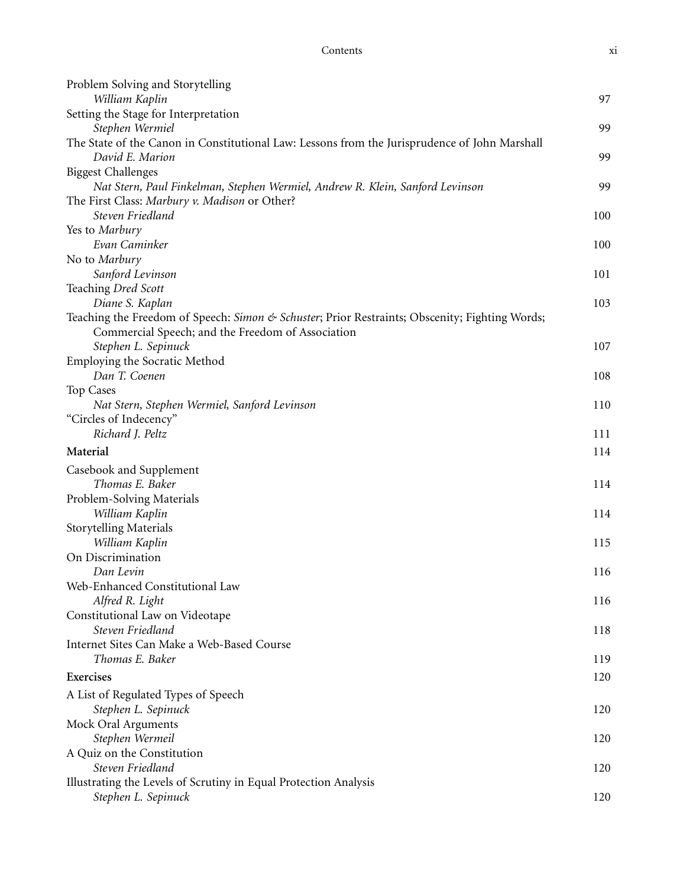Problem Solving and Storytelling
*William Kaplin* 97

Setting the Stage for Interpretation
*Stephen Wermiel* 99

The State of the Canon in Constitutional Law: Lessons from the Jurisprudence of John Marshall
*David E. Marion* 99

Biggest Challenges
*Nat Stern, Paul Finkelman, Stephen Wermiel, Andrew R. Klein, Sanford Levinson* 99

The First Class: *Marbury v. Madison* or Other?
*Steven Friedland* 100

Yes to *Marbury*
*Evan Caminker* 100

No to *Marbury*
*Sanford Levinson* 101

Teaching *Dred Scott*
*Diane S. Kaplan* 103

Teaching the Freedom of Speech: *Simon & Schuster*; Prior Restraints; Obscenity; Fighting Words; Commercial Speech; and the Freedom of Association
*Stephen L. Sepinuck* 107

Employing the Socratic Method
*Dan T. Coenen* 108

Top Cases
*Nat Stern, Stephen Wermiel, Sanford Levinson* 110

"Circles of Indecency"
*Richard J. Peltz* 111

**Material** 114

Casebook and Supplement
*Thomas E. Baker* 114

Problem-Solving Materials
*William Kaplin* 114

Storytelling Materials
*William Kaplin* 115

On Discrimination
*Dan Levin* 116

Web-Enhanced Constitutional Law
*Alfred R. Light* 116

Constitutional Law on Videotape
*Steven Friedland* 118

Internet Sites Can Make a Web-Based Course
*Thomas E. Baker* 119

**Exercises** 120

A List of Regulated Types of Speech
*Stephen L. Sepinuck* 120

Mock Oral Arguments
*Stephen Wermeil* 120

A Quiz on the Constitution
*Steven Friedland* 120

Illustrating the Levels of Scrutiny in Equal Protection Analysis
*Stephen L. Sepinuck* 120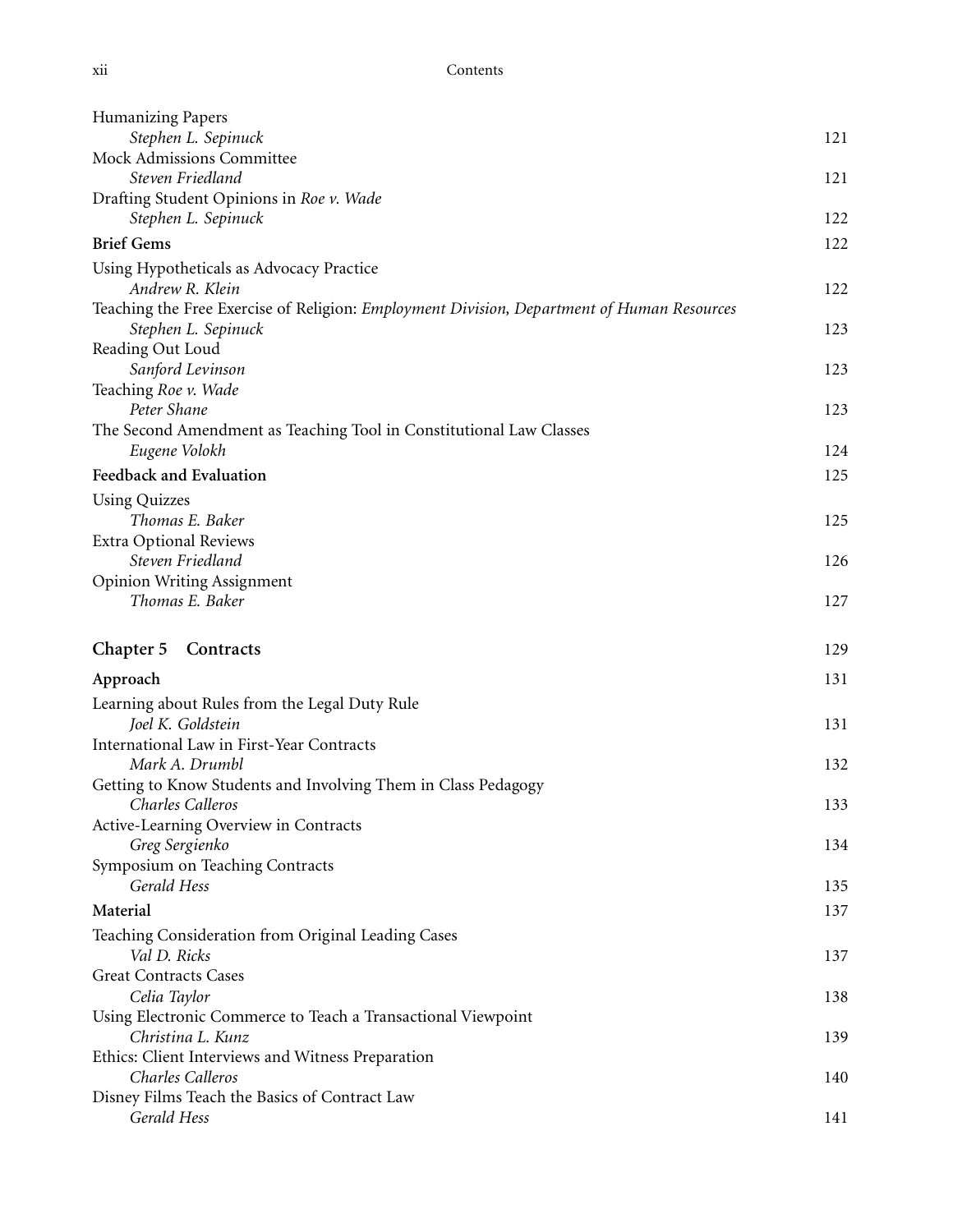Humanizing Papers
*Stephen L. Sepinuck* 121

Mock Admissions Committee
*Steven Friedland* 121

Drafting Student Opinions in *Roe v. Wade*
*Stephen L. Sepinuck* 122

**Brief Gems** 122

Using Hypotheticals as Advocacy Practice
*Andrew R. Klein* 122

Teaching the Free Exercise of Religion: *Employment Division, Department of Human Resources*
*Stephen L. Sepinuck* 123

Reading Out Loud
*Sanford Levinson* 123

Teaching *Roe v. Wade*
*Peter Shane* 123

The Second Amendment as Teaching Tool in Constitutional Law Classes
*Eugene Volokh* 124

**Feedback and Evaluation** 125

Using Quizzes
*Thomas E. Baker* 125

Extra Optional Reviews
*Steven Friedland* 126

Opinion Writing Assignment
*Thomas E. Baker* 127

## Chapter 5 Contracts 129

**Approach** 131

Learning about Rules from the Legal Duty Rule
*Joel K. Goldstein* 131

International Law in First-Year Contracts
*Mark A. Drumbl* 132

Getting to Know Students and Involving Them in Class Pedagogy
*Charles Calleros* 133

Active-Learning Overview in Contracts
*Greg Sergienko* 134

Symposium on Teaching Contracts
*Gerald Hess* 135

**Material** 137

Teaching Consideration from Original Leading Cases
*Val D. Ricks* 137

Great Contracts Cases
*Celia Taylor* 138

Using Electronic Commerce to Teach a Transactional Viewpoint
*Christina L. Kunz* 139

Ethics: Client Interviews and Witness Preparation
*Charles Calleros* 140

Disney Films Teach the Basics of Contract Law
*Gerald Hess* 141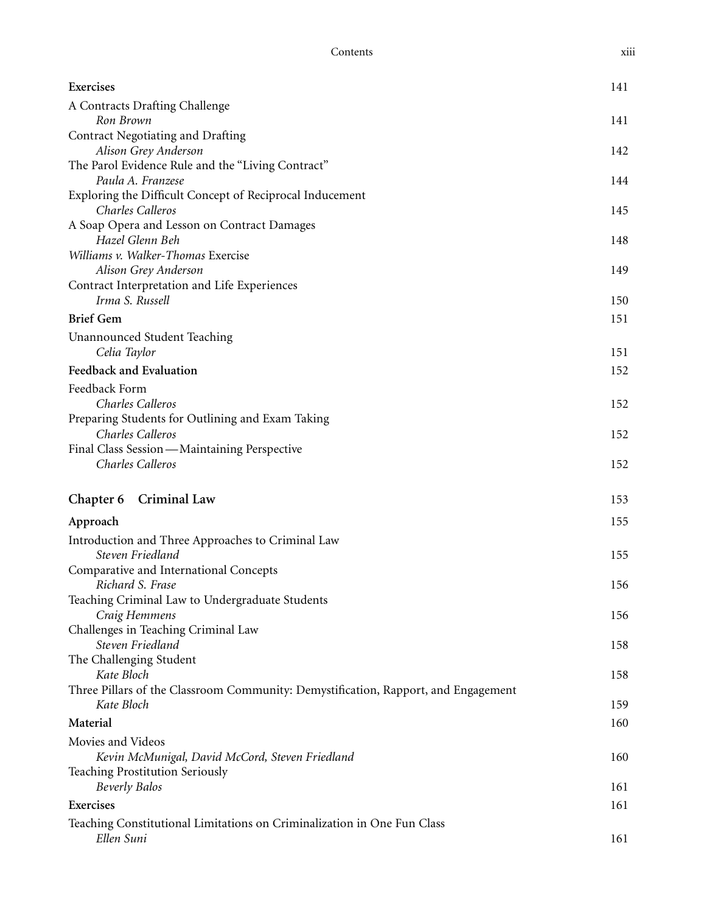**Exercises** 141

A Contracts Drafting Challenge
*Ron Brown* 141

Contract Negotiating and Drafting
*Alison Grey Anderson* 142

The Parol Evidence Rule and the "Living Contract"
*Paula A. Franzese* 144

Exploring the Difficult Concept of Reciprocal Inducement
*Charles Calleros* 145

A Soap Opera and Lesson on Contract Damages
*Hazel Glenn Beh* 148

*Williams v. Walker-Thomas* Exercise
*Alison Grey Anderson* 149

Contract Interpretation and Life Experiences
*Irma S. Russell* 150

**Brief Gem** 151

Unannounced Student Teaching
*Celia Taylor* 151

**Feedback and Evaluation** 152

Feedback Form
*Charles Calleros* 152

Preparing Students for Outlining and Exam Taking
*Charles Calleros* 152

Final Class Session—Maintaining Perspective
*Charles Calleros* 152

## Chapter 6 Criminal Law 153

**Approach** 155

Introduction and Three Approaches to Criminal Law
*Steven Friedland* 155

Comparative and International Concepts
*Richard S. Frase* 156

Teaching Criminal Law to Undergraduate Students
*Craig Hemmens* 156

Challenges in Teaching Criminal Law
*Steven Friedland* 158

The Challenging Student
*Kate Bloch* 158

Three Pillars of the Classroom Community: Demystification, Rapport, and Engagement
*Kate Bloch* 159

**Material** 160

Movies and Videos
*Kevin McMunigal, David McCord, Steven Friedland* 160

Teaching Prostitution Seriously
*Beverly Balos* 161

**Exercises** 161

Teaching Constitutional Limitations on Criminalization in One Fun Class
*Ellen Suni* 161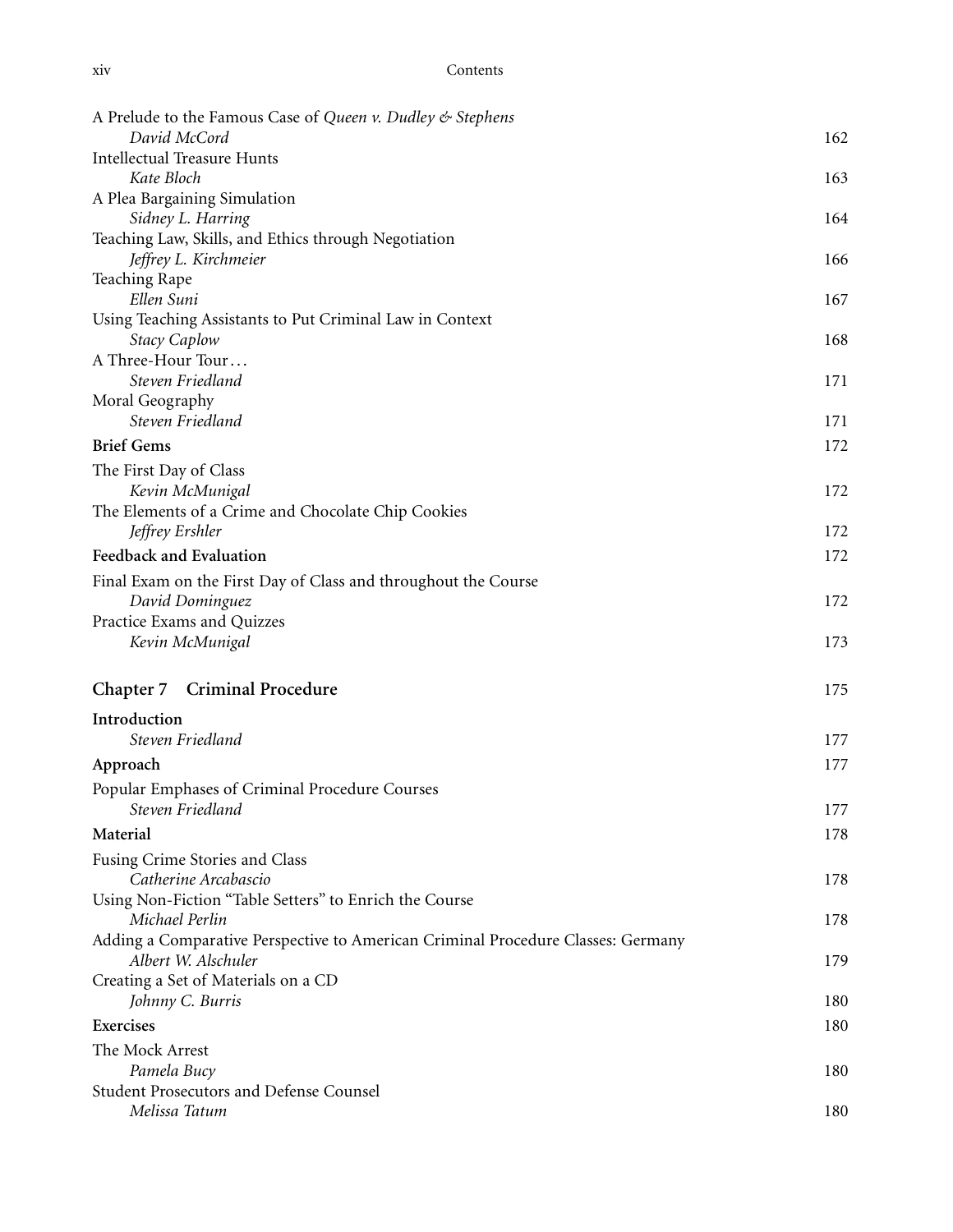A Prelude to the Famous Case of *Queen v. Dudley & Stephens*
*David McCord* 162

Intellectual Treasure Hunts
*Kate Bloch* 163

A Plea Bargaining Simulation
*Sidney L. Harring* 164

Teaching Law, Skills, and Ethics through Negotiation
*Jeffrey L. Kirchmeier* 166

Teaching Rape
*Ellen Suni* 167

Using Teaching Assistants to Put Criminal Law in Context
*Stacy Caplow* 168

A Three-Hour Tour…
*Steven Friedland* 171

Moral Geography
*Steven Friedland* 171

**Brief Gems** 172

The First Day of Class
*Kevin McMunigal* 172

The Elements of a Crime and Chocolate Chip Cookies
*Jeffrey Ershler* 172

**Feedback and Evaluation** 172

Final Exam on the First Day of Class and throughout the Course
*David Dominguez* 172

Practice Exams and Quizzes
*Kevin McMunigal* 173

## Chapter 7 Criminal Procedure 175

**Introduction**
*Steven Friedland* 177

**Approach** 177

Popular Emphases of Criminal Procedure Courses
*Steven Friedland* 177

**Material** 178

Fusing Crime Stories and Class
*Catherine Arcabascio* 178

Using Non-Fiction "Table Setters" to Enrich the Course
*Michael Perlin* 178

Adding a Comparative Perspective to American Criminal Procedure Classes: Germany
*Albert W. Alschuler* 179

Creating a Set of Materials on a CD
*Johnny C. Burris* 180

**Exercises** 180

The Mock Arrest
*Pamela Bucy* 180

Student Prosecutors and Defense Counsel
*Melissa Tatum* 180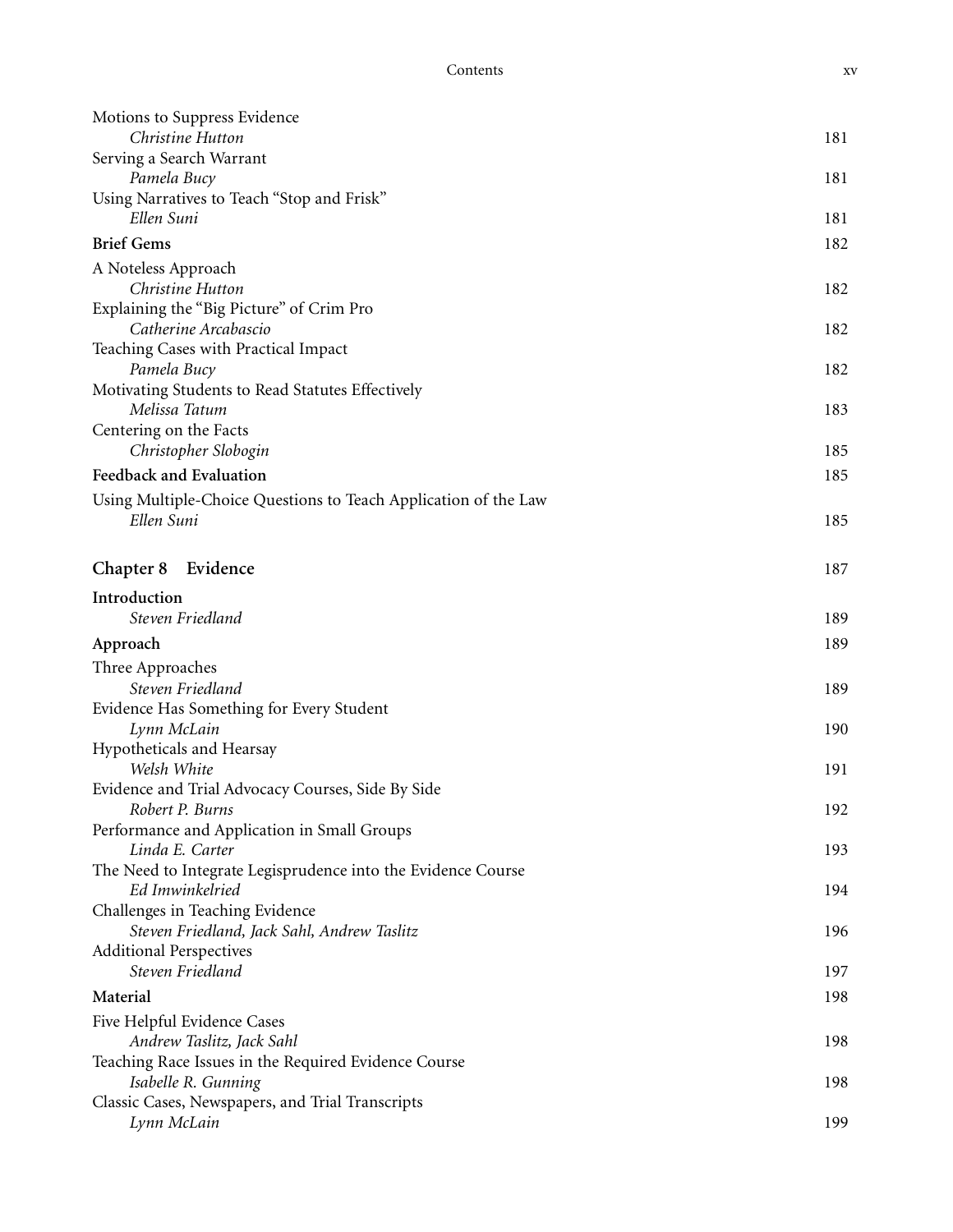Motions to Suppress Evidence
*Christine Hutton* 181

Serving a Search Warrant
*Pamela Bucy* 181

Using Narratives to Teach "Stop and Frisk"
*Ellen Suni* 181

**Brief Gems** 182

A Noteless Approach
*Christine Hutton* 182

Explaining the "Big Picture" of Crim Pro
*Catherine Arcabascio* 182

Teaching Cases with Practical Impact
*Pamela Bucy* 182

Motivating Students to Read Statutes Effectively
*Melissa Tatum* 183

Centering on the Facts
*Christopher Slobogin* 185

**Feedback and Evaluation** 185

Using Multiple-Choice Questions to Teach Application of the Law
*Ellen Suni* 185

## Chapter 8 Evidence 187

**Introduction**
*Steven Friedland* 189

**Approach** 189

Three Approaches
*Steven Friedland* 189

Evidence Has Something for Every Student
*Lynn McLain* 190

Hypotheticals and Hearsay
*Welsh White* 191

Evidence and Trial Advocacy Courses, Side By Side
*Robert P. Burns* 192

Performance and Application in Small Groups
*Linda E. Carter* 193

The Need to Integrate Legisprudence into the Evidence Course
*Ed Imwinkelried* 194

Challenges in Teaching Evidence
*Steven Friedland, Jack Sahl, Andrew Taslitz* 196

Additional Perspectives
*Steven Friedland* 197

**Material** 198

Five Helpful Evidence Cases
*Andrew Taslitz, Jack Sahl* 198

Teaching Race Issues in the Required Evidence Course
*Isabelle R. Gunning* 198

Classic Cases, Newspapers, and Trial Transcripts
*Lynn McLain* 199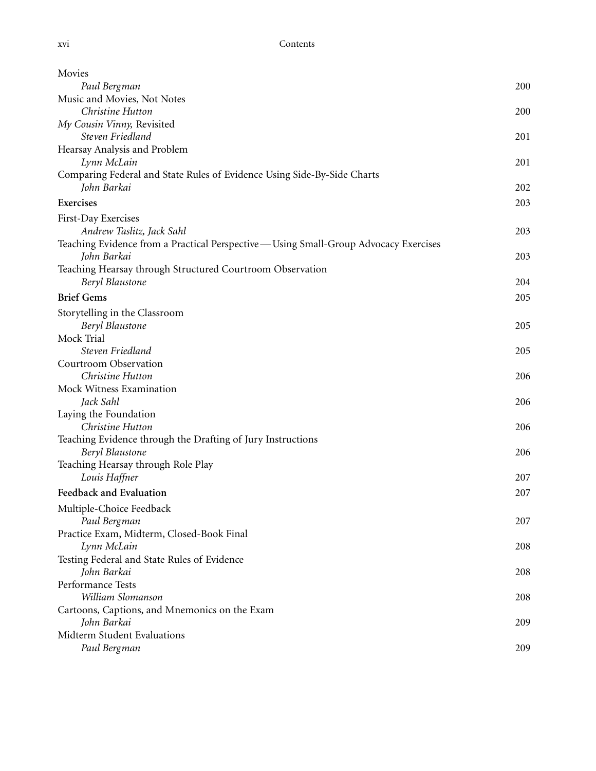Movies
*Paul Bergman* 200

Music and Movies, Not Notes
*Christine Hutton* 200

*My Cousin Vinny,* Revisited
*Steven Friedland* 201

Hearsay Analysis and Problem
*Lynn McLain* 201

Comparing Federal and State Rules of Evidence Using Side-By-Side Charts
*John Barkai* 202

**Exercises** 203

First-Day Exercises
*Andrew Taslitz, Jack Sahl* 203

Teaching Evidence from a Practical Perspective — Using Small-Group Advocacy Exercises
*John Barkai* 203

Teaching Hearsay through Structured Courtroom Observation
*Beryl Blaustone* 204

**Brief Gems** 205

Storytelling in the Classroom
*Beryl Blaustone* 205

Mock Trial
*Steven Friedland* 205

Courtroom Observation
*Christine Hutton* 206

Mock Witness Examination
*Jack Sahl* 206

Laying the Foundation
*Christine Hutton* 206

Teaching Evidence through the Drafting of Jury Instructions
*Beryl Blaustone* 206

Teaching Hearsay through Role Play
*Louis Haffner* 207

**Feedback and Evaluation** 207

Multiple-Choice Feedback
*Paul Bergman* 207

Practice Exam, Midterm, Closed-Book Final
*Lynn McLain* 208

Testing Federal and State Rules of Evidence
*John Barkai* 208

Performance Tests
*William Slomanson* 208

Cartoons, Captions, and Mnemonics on the Exam
*John Barkai* 209

Midterm Student Evaluations
*Paul Bergman* 209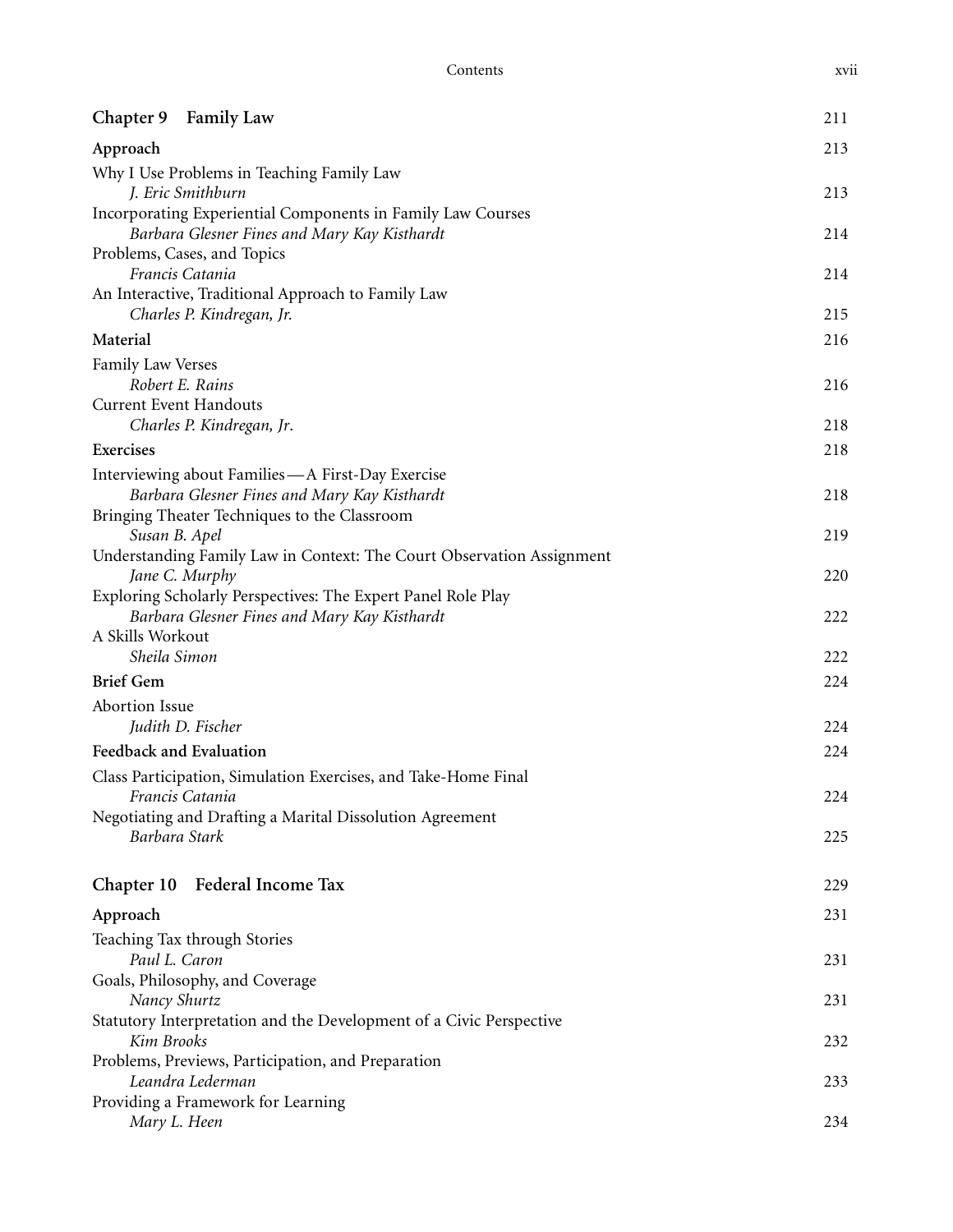## Chapter 9 Family Law — 211

**Approach** — 213

Why I Use Problems in Teaching Family Law
*J. Eric Smithburn* — 213

Incorporating Experiential Components in Family Law Courses
*Barbara Glesner Fines and Mary Kay Kisthardt* — 214

Problems, Cases, and Topics
*Francis Catania* — 214

An Interactive, Traditional Approach to Family Law
*Charles P. Kindregan, Jr.* — 215

**Material** — 216

Family Law Verses
*Robert E. Rains* — 216

Current Event Handouts
*Charles P. Kindregan, Jr.* — 218

**Exercises** — 218

Interviewing about Families—A First-Day Exercise
*Barbara Glesner Fines and Mary Kay Kisthardt* — 218

Bringing Theater Techniques to the Classroom
*Susan B. Apel* — 219

Understanding Family Law in Context: The Court Observation Assignment
*Jane C. Murphy* — 220

Exploring Scholarly Perspectives: The Expert Panel Role Play
*Barbara Glesner Fines and Mary Kay Kisthardt* — 222

A Skills Workout
*Sheila Simon* — 222

**Brief Gem** — 224

Abortion Issue
*Judith D. Fischer* — 224

**Feedback and Evaluation** — 224

Class Participation, Simulation Exercises, and Take-Home Final
*Francis Catania* — 224

Negotiating and Drafting a Marital Dissolution Agreement
*Barbara Stark* — 225

## Chapter 10 Federal Income Tax — 229

**Approach** — 231

Teaching Tax through Stories
*Paul L. Caron* — 231

Goals, Philosophy, and Coverage
*Nancy Shurtz* — 231

Statutory Interpretation and the Development of a Civic Perspective
*Kim Brooks* — 232

Problems, Previews, Participation, and Preparation
*Leandra Lederman* — 233

Providing a Framework for Learning
*Mary L. Heen* — 234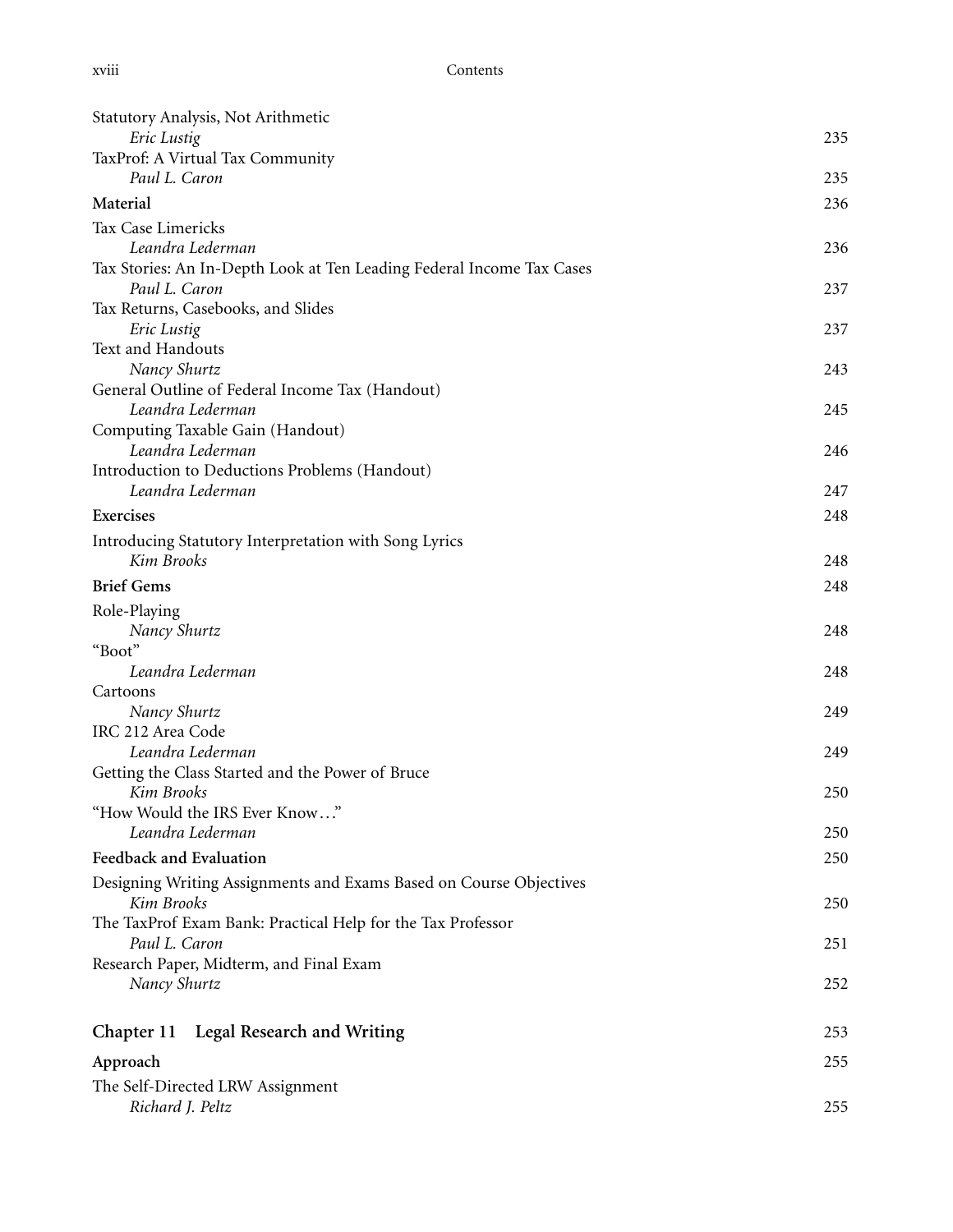Statistical Analysis, Not Arithmetic
*Eric Lustig* 235

TaxProf: A Virtual Tax Community
*Paul L. Caron* 235

**Material** 236

Tax Case Limericks
*Leandra Lederman* 236

Tax Stories: An In-Depth Look at Ten Leading Federal Income Tax Cases
*Paul L. Caron* 237

Tax Returns, Casebooks, and Slides
*Eric Lustig* 237

Text and Handouts
*Nancy Shurtz* 243

General Outline of Federal Income Tax (Handout)
*Leandra Lederman* 245

Computing Taxable Gain (Handout)
*Leandra Lederman* 246

Introduction to Deductions Problems (Handout)
*Leandra Lederman* 247

**Exercises** 248

Introducing Statutory Interpretation with Song Lyrics
*Kim Brooks* 248

**Brief Gems** 248

Role-Playing
*Nancy Shurtz* 248

"Boot"
*Leandra Lederman* 248

Cartoons
*Nancy Shurtz* 249

IRC 212 Area Code
*Leandra Lederman* 249

Getting the Class Started and the Power of Bruce
*Kim Brooks* 250

"How Would the IRS Ever Know…"
*Leandra Lederman* 250

**Feedback and Evaluation** 250

Designing Writing Assignments and Exams Based on Course Objectives
*Kim Brooks* 250

The TaxProf Exam Bank: Practical Help for the Tax Professor
*Paul L. Caron* 251

Research Paper, Midterm, and Final Exam
*Nancy Shurtz* 252

## Chapter 11 Legal Research and Writing 253

**Approach** 255

The Self-Directed LRW Assignment
*Richard J. Peltz* 255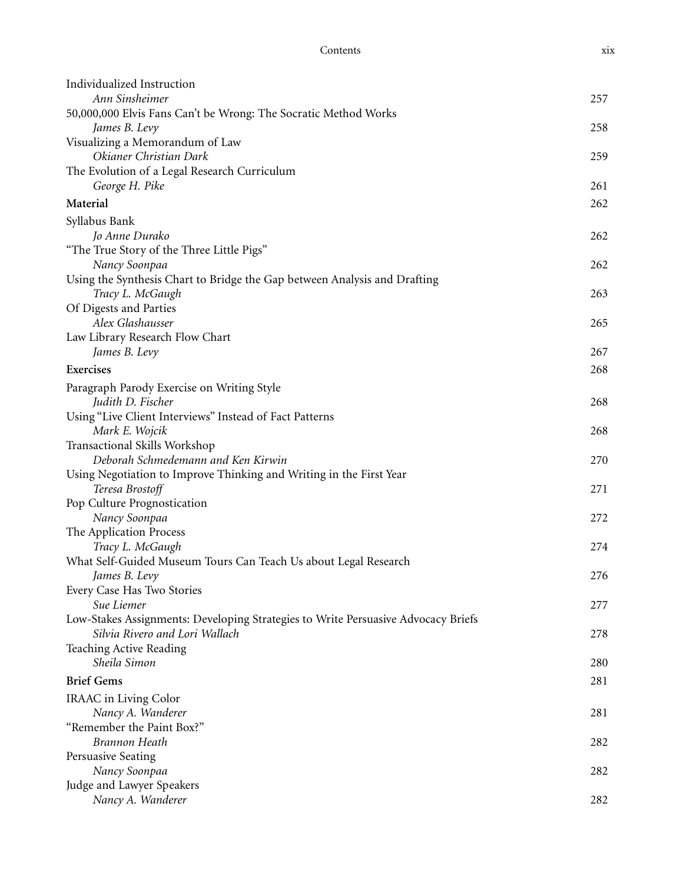Individualized Instruction
*Ann Sinsheimer* 257

50,000,000 Elvis Fans Can't be Wrong: The Socratic Method Works
*James B. Levy* 258

Visualizing a Memorandum of Law
*Okianer Christian Dark* 259

The Evolution of a Legal Research Curriculum
*George H. Pike* 261

**Material** 262

Syllabus Bank
*Jo Anne Durako* 262

"The True Story of the Three Little Pigs"
*Nancy Soonpaa* 262

Using the Synthesis Chart to Bridge the Gap between Analysis and Drafting
*Tracy L. McGaugh* 263

Of Digests and Parties
*Alex Glashausser* 265

Law Library Research Flow Chart
*James B. Levy* 267

**Exercises** 268

Paragraph Parody Exercise on Writing Style
*Judith D. Fischer* 268

Using "Live Client Interviews" Instead of Fact Patterns
*Mark E. Wojcik* 268

Transactional Skills Workshop
*Deborah Schmedemann and Ken Kirwin* 270

Using Negotiation to Improve Thinking and Writing in the First Year
*Teresa Brostoff* 271

Pop Culture Prognostication
*Nancy Soonpaa* 272

The Application Process
*Tracy L. McGaugh* 274

What Self-Guided Museum Tours Can Teach Us about Legal Research
*James B. Levy* 276

Every Case Has Two Stories
*Sue Liemer* 277

Low-Stakes Assignments: Developing Strategies to Write Persuasive Advocacy Briefs
*Silvia Rivero and Lori Wallach* 278

Teaching Active Reading
*Sheila Simon* 280

**Brief Gems** 281

IRAAC in Living Color
*Nancy A. Wanderer* 281

"Remember the Paint Box?"
*Brannon Heath* 282

Persuasive Seating
*Nancy Soonpaa* 282

Judge and Lawyer Speakers
*Nancy A. Wanderer* 282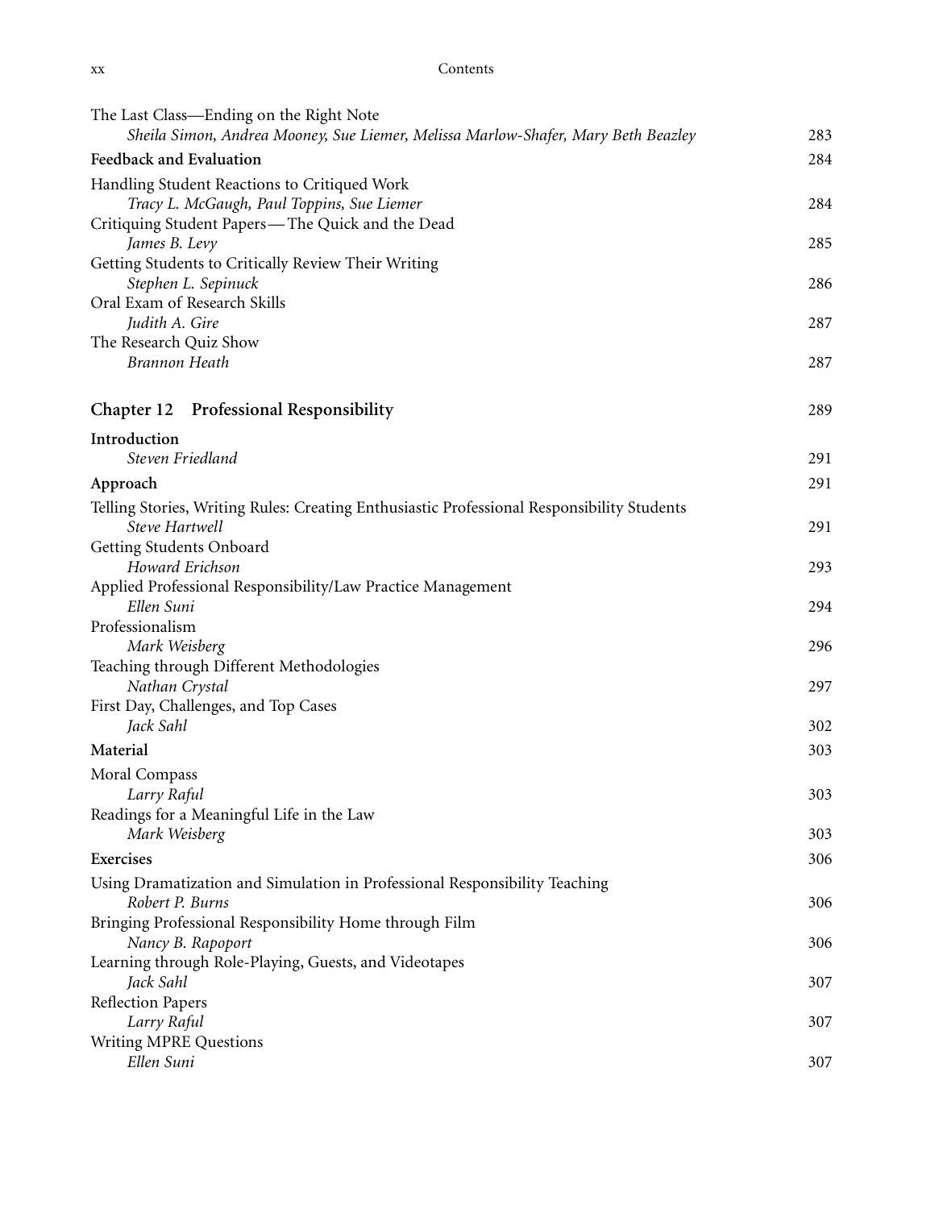The Last Class—Ending on the Right Note
*Sheila Simon, Andrea Mooney, Sue Liemer, Melissa Marlow-Shafer, Mary Beth Beazley* 283

**Feedback and Evaluation** 284

Handling Student Reactions to Critiqued Work
*Tracy L. McGaugh, Paul Toppins, Sue Liemer* 284

Critiquing Student Papers—The Quick and the Dead
*James B. Levy* 285

Getting Students to Critically Review Their Writing
*Stephen L. Sepinuck* 286

Oral Exam of Research Skills
*Judith A. Gire* 287

The Research Quiz Show
*Brannon Heath* 287

## Chapter 12 Professional Responsibility 289

**Introduction**
*Steven Friedland* 291

**Approach** 291

Telling Stories, Writing Rules: Creating Enthusiastic Professional Responsibility Students
*Steve Hartwell* 291

Getting Students Onboard
*Howard Erichson* 293

Applied Professional Responsibility/Law Practice Management
*Ellen Suni* 294

Professionalism
*Mark Weisberg* 296

Teaching through Different Methodologies
*Nathan Crystal* 297

First Day, Challenges, and Top Cases
*Jack Sahl* 302

**Material** 303

Moral Compass
*Larry Raful* 303

Readings for a Meaningful Life in the Law
*Mark Weisberg* 303

**Exercises** 306

Using Dramatization and Simulation in Professional Responsibility Teaching
*Robert P. Burns* 306

Bringing Professional Responsibility Home through Film
*Nancy B. Rapoport* 306

Learning through Role-Playing, Guests, and Videotapes
*Jack Sahl* 307

Reflection Papers
*Larry Raful* 307

Writing MPRE Questions
*Ellen Suni* 307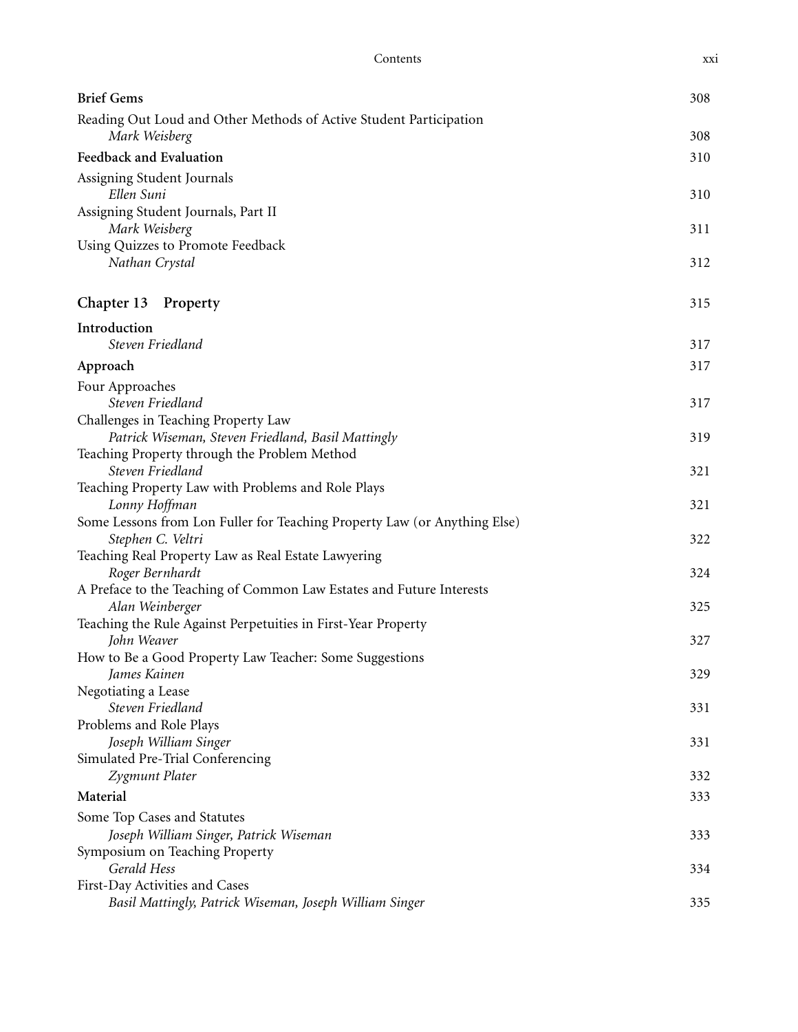**Brief Gems** 308

Reading Out Loud and Other Methods of Active Student Participation
*Mark Weisberg* 308

**Feedback and Evaluation** 310

Assigning Student Journals
*Ellen Suni* 310

Assigning Student Journals, Part II
*Mark Weisberg* 311

Using Quizzes to Promote Feedback
*Nathan Crystal* 312

## Chapter 13 Property 315

**Introduction**
*Steven Friedland* 317

**Approach** 317

Four Approaches
*Steven Friedland* 317

Challenges in Teaching Property Law
*Patrick Wiseman, Steven Friedland, Basil Mattingly* 319

Teaching Property through the Problem Method
*Steven Friedland* 321

Teaching Property Law with Problems and Role Plays
*Lonny Hoffman* 321

Some Lessons from Lon Fuller for Teaching Property Law (or Anything Else)
*Stephen C. Veltri* 322

Teaching Real Property Law as Real Estate Lawyering
*Roger Bernhardt* 324

A Preface to the Teaching of Common Law Estates and Future Interests
*Alan Weinberger* 325

Teaching the Rule Against Perpetuities in First-Year Property
*John Weaver* 327

How to Be a Good Property Law Teacher: Some Suggestions
*James Kainen* 329

Negotiating a Lease
*Steven Friedland* 331

Problems and Role Plays
*Joseph William Singer* 331

Simulated Pre-Trial Conferencing
*Zygmunt Plater* 332

**Material** 333

Some Top Cases and Statutes
*Joseph William Singer, Patrick Wiseman* 333

Symposium on Teaching Property
*Gerald Hess* 334

First-Day Activities and Cases
*Basil Mattingly, Patrick Wiseman, Joseph William Singer* 335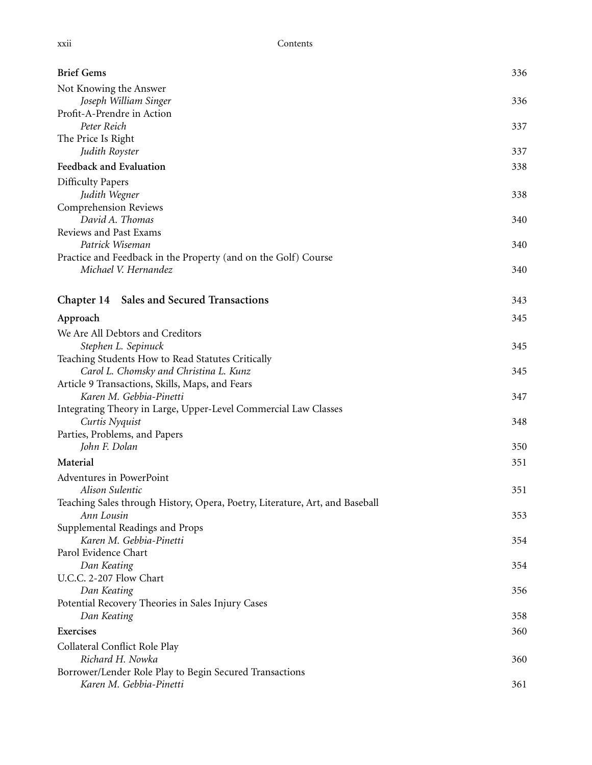**Brief Gems** 336

Not Knowing the Answer
*Joseph William Singer* 336

Profit-A-Prendre in Action
*Peter Reich* 337

The Price Is Right
*Judith Royster* 337

**Feedback and Evaluation** 338

Difficulty Papers
*Judith Wegner* 338

Comprehension Reviews
*David A. Thomas* 340

Reviews and Past Exams
*Patrick Wiseman* 340

Practice and Feedback in the Property (and on the Golf) Course
*Michael V. Hernandez* 340

## Chapter 14 Sales and Secured Transactions 343

**Approach** 345

We Are All Debtors and Creditors
*Stephen L. Sepinuck* 345

Teaching Students How to Read Statutes Critically
*Carol L. Chomsky and Christina L. Kunz* 345

Article 9 Transactions, Skills, Maps, and Fears
*Karen M. Gebbia-Pinetti* 347

Integrating Theory in Large, Upper-Level Commercial Law Classes
*Curtis Nyquist* 348

Parties, Problems, and Papers
*John F. Dolan* 350

**Material** 351

Adventures in PowerPoint
*Alison Sulentic* 351

Teaching Sales through History, Opera, Poetry, Literature, Art, and Baseball
*Ann Lousin* 353

Supplemental Readings and Props
*Karen M. Gebbia-Pinetti* 354

Parol Evidence Chart
*Dan Keating* 354

U.C.C. 2-207 Flow Chart
*Dan Keating* 356

Potential Recovery Theories in Sales Injury Cases
*Dan Keating* 358

**Exercises** 360

Collateral Conflict Role Play
*Richard H. Nowka* 360

Borrower/Lender Role Play to Begin Secured Transactions
*Karen M. Gebbia-Pinetti* 361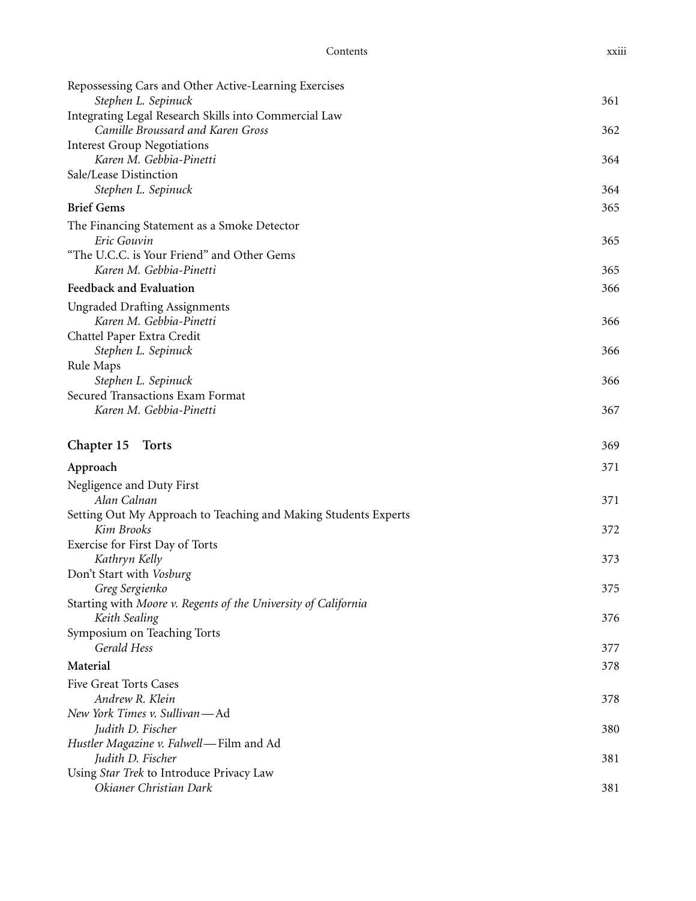Repossessing Cars and Other Active-Learning Exercises
*Stephen L. Sepinuck* 361

Integrating Legal Research Skills into Commercial Law
*Camille Broussard and Karen Gross* 362

Interest Group Negotiations
*Karen M. Gebbia-Pinetti* 364

Sale/Lease Distinction
*Stephen L. Sepinuck* 364

**Brief Gems** 365

The Financing Statement as a Smoke Detector
*Eric Gouvin* 365

"The U.C.C. is Your Friend" and Other Gems
*Karen M. Gebbia-Pinetti* 365

**Feedback and Evaluation** 366

Ungraded Drafting Assignments
*Karen M. Gebbia-Pinetti* 366

Chattel Paper Extra Credit
*Stephen L. Sepinuck* 366

Rule Maps
*Stephen L. Sepinuck* 366

Secured Transactions Exam Format
*Karen M. Gebbia-Pinetti* 367

## Chapter 15 Torts 369

**Approach** 371

Negligence and Duty First
*Alan Calnan* 371

Setting Out My Approach to Teaching and Making Students Experts
*Kim Brooks* 372

Exercise for First Day of Torts
*Kathryn Kelly* 373

Don't Start with *Vosburg*
*Greg Sergienko* 375

Starting with *Moore v. Regents of the University of California*
*Keith Sealing* 376

Symposium on Teaching Torts
*Gerald Hess* 377

**Material** 378

Five Great Torts Cases
*Andrew R. Klein* 378

*New York Times v. Sullivan*—Ad
*Judith D. Fischer* 380

*Hustler Magazine v. Falwell*—Film and Ad
*Judith D. Fischer* 381

Using *Star Trek* to Introduce Privacy Law
*Okianer Christian Dark* 381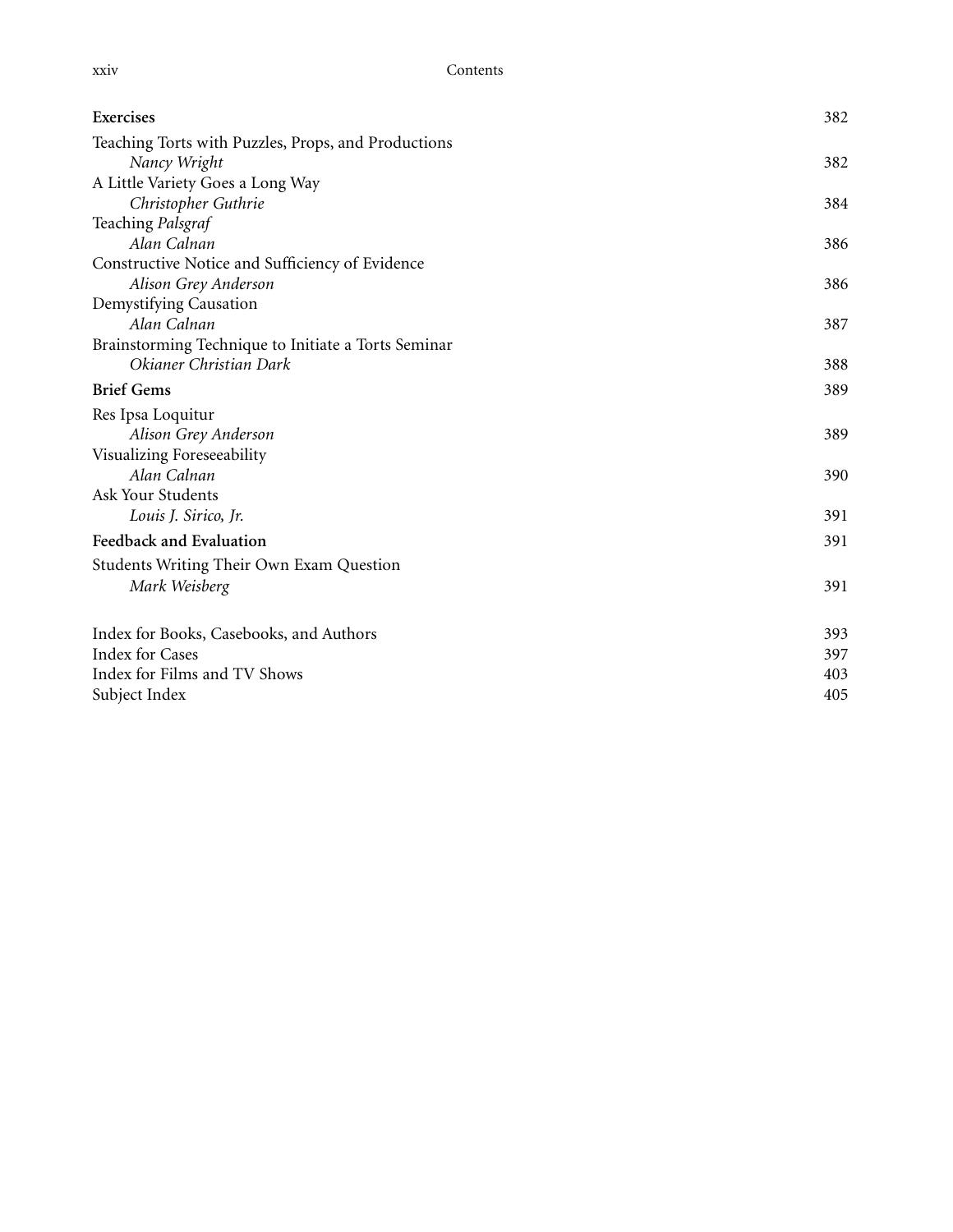**Exercises** 382

Teaching Torts with Puzzles, Props, and Productions
*Nancy Wright* 382

A Little Variety Goes a Long Way
*Christopher Guthrie* 384

Teaching *Palsgraf*
*Alan Calnan* 386

Constructive Notice and Sufficiency of Evidence
*Alison Grey Anderson* 386

Demystifying Causation
*Alan Calnan* 387

Brainstorming Technique to Initiate a Torts Seminar
*Okianer Christian Dark* 388

**Brief Gems** 389

Res Ipsa Loquitur
*Alison Grey Anderson* 389

Visualizing Foreseeability
*Alan Calnan* 390

Ask Your Students
*Louis J. Sirico, Jr.* 391

**Feedback and Evaluation** 391

Students Writing Their Own Exam Question
*Mark Weisberg* 391

Index for Books, Casebooks, and Authors 393

Index for Cases 397

Index for Films and TV Shows 403

Subject Index 405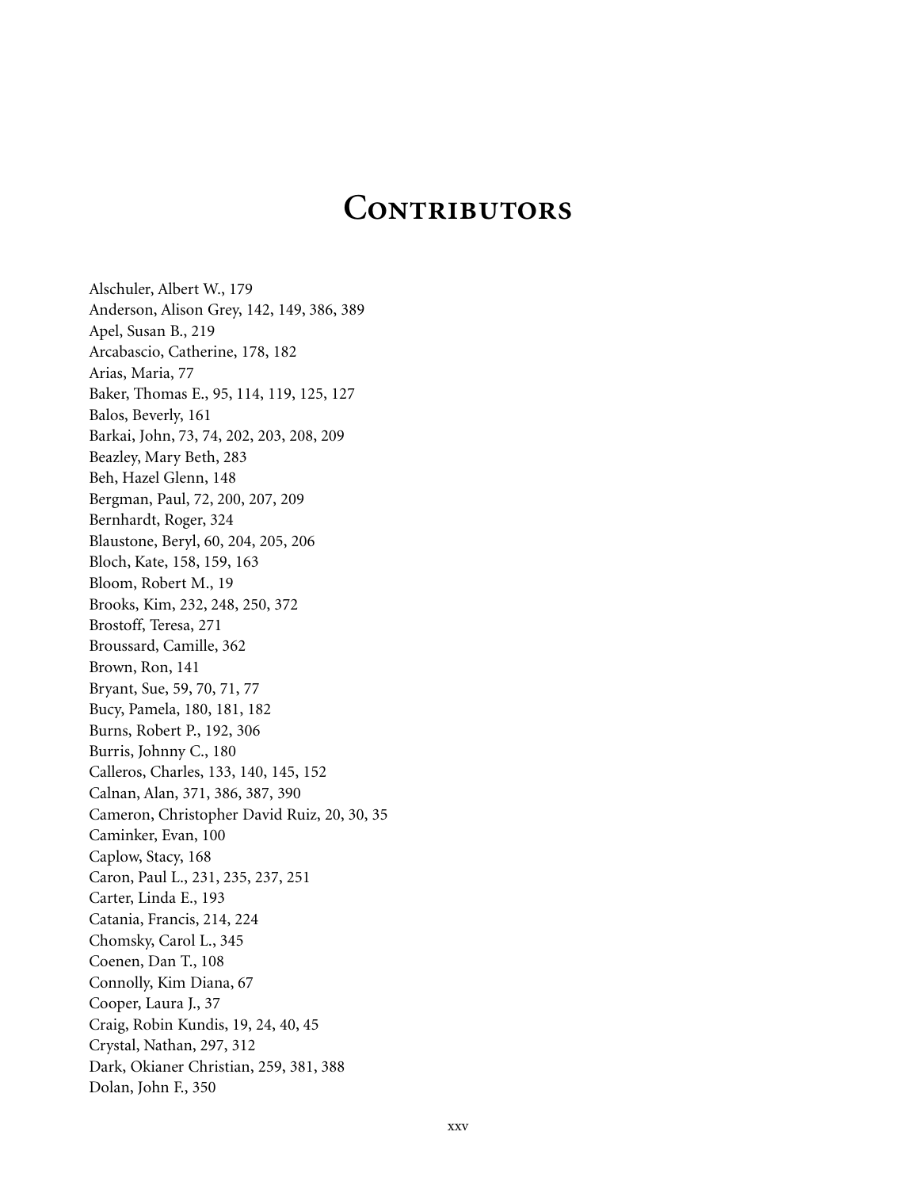# Contributors

Alschuler, Albert W., 179
Anderson, Alison Grey, 142, 149, 386, 389
Apel, Susan B., 219
Arcabascio, Catherine, 178, 182
Arias, Maria, 77
Baker, Thomas E., 95, 114, 119, 125, 127
Balos, Beverly, 161
Barkai, John, 73, 74, 202, 203, 208, 209
Beazley, Mary Beth, 283
Beh, Hazel Glenn, 148
Bergman, Paul, 72, 200, 207, 209
Bernhardt, Roger, 324
Blaustone, Beryl, 60, 204, 205, 206
Bloch, Kate, 158, 159, 163
Bloom, Robert M., 19
Brooks, Kim, 232, 248, 250, 372
Brostoff, Teresa, 271
Broussard, Camille, 362
Brown, Ron, 141
Bryant, Sue, 59, 70, 71, 77
Bucy, Pamela, 180, 181, 182
Burns, Robert P., 192, 306
Burris, Johnny C., 180
Calleros, Charles, 133, 140, 145, 152
Calnan, Alan, 371, 386, 387, 390
Cameron, Christopher David Ruiz, 20, 30, 35
Caminker, Evan, 100
Caplow, Stacy, 168
Caron, Paul L., 231, 235, 237, 251
Carter, Linda E., 193
Catania, Francis, 214, 224
Chomsky, Carol L., 345
Coenen, Dan T., 108
Connolly, Kim Diana, 67
Cooper, Laura J., 37
Craig, Robin Kundis, 19, 24, 40, 45
Crystal, Nathan, 297, 312
Dark, Okianer Christian, 259, 381, 388
Dolan, John F., 350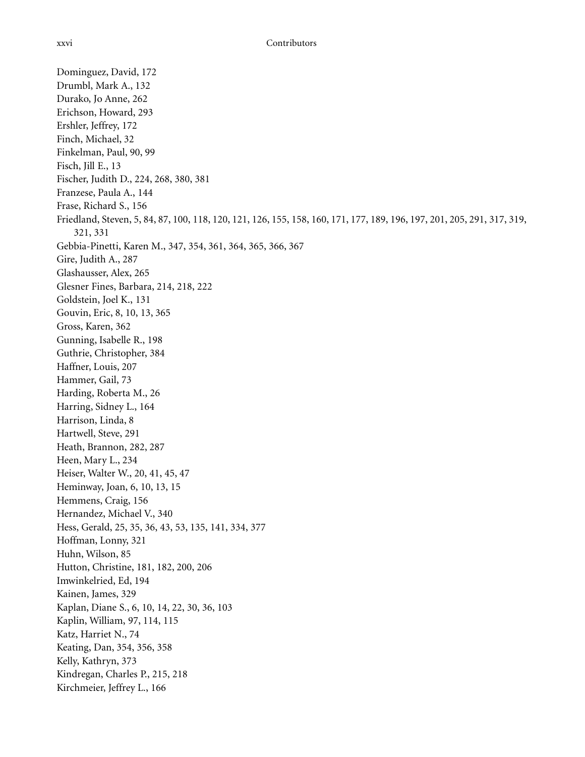Dominguez, David, 172
Drumbl, Mark A., 132
Durako, Jo Anne, 262
Erichson, Howard, 293
Ershler, Jeffrey, 172
Finch, Michael, 32
Finkelman, Paul, 90, 99
Fisch, Jill E., 13
Fischer, Judith D., 224, 268, 380, 381
Franzese, Paula A., 144
Frase, Richard S., 156
Friedland, Steven, 5, 84, 87, 100, 118, 120, 121, 126, 155, 158, 160, 171, 177, 189, 196, 197, 201, 205, 291, 317, 319, 321, 331
Gebbia-Pinetti, Karen M., 347, 354, 361, 364, 365, 366, 367
Gire, Judith A., 287
Glashausser, Alex, 265
Glesner Fines, Barbara, 214, 218, 222
Goldstein, Joel K., 131
Gouvin, Eric, 8, 10, 13, 365
Gross, Karen, 362
Gunning, Isabelle R., 198
Guthrie, Christopher, 384
Haffner, Louis, 207
Hammer, Gail, 73
Harding, Roberta M., 26
Harring, Sidney L., 164
Harrison, Linda, 8
Hartwell, Steve, 291
Heath, Brannon, 282, 287
Heen, Mary L., 234
Heiser, Walter W., 20, 41, 45, 47
Heminway, Joan, 6, 10, 13, 15
Hemmens, Craig, 156
Hernandez, Michael V., 340
Hess, Gerald, 25, 35, 36, 43, 53, 135, 141, 334, 377
Hoffman, Lonny, 321
Huhn, Wilson, 85
Hutton, Christine, 181, 182, 200, 206
Imwinkelried, Ed, 194
Kainen, James, 329
Kaplan, Diane S., 6, 10, 14, 22, 30, 36, 103
Kaplin, William, 97, 114, 115
Katz, Harriet N., 74
Keating, Dan, 354, 356, 358
Kelly, Kathryn, 373
Kindregan, Charles P., 215, 218
Kirchmeier, Jeffrey L., 166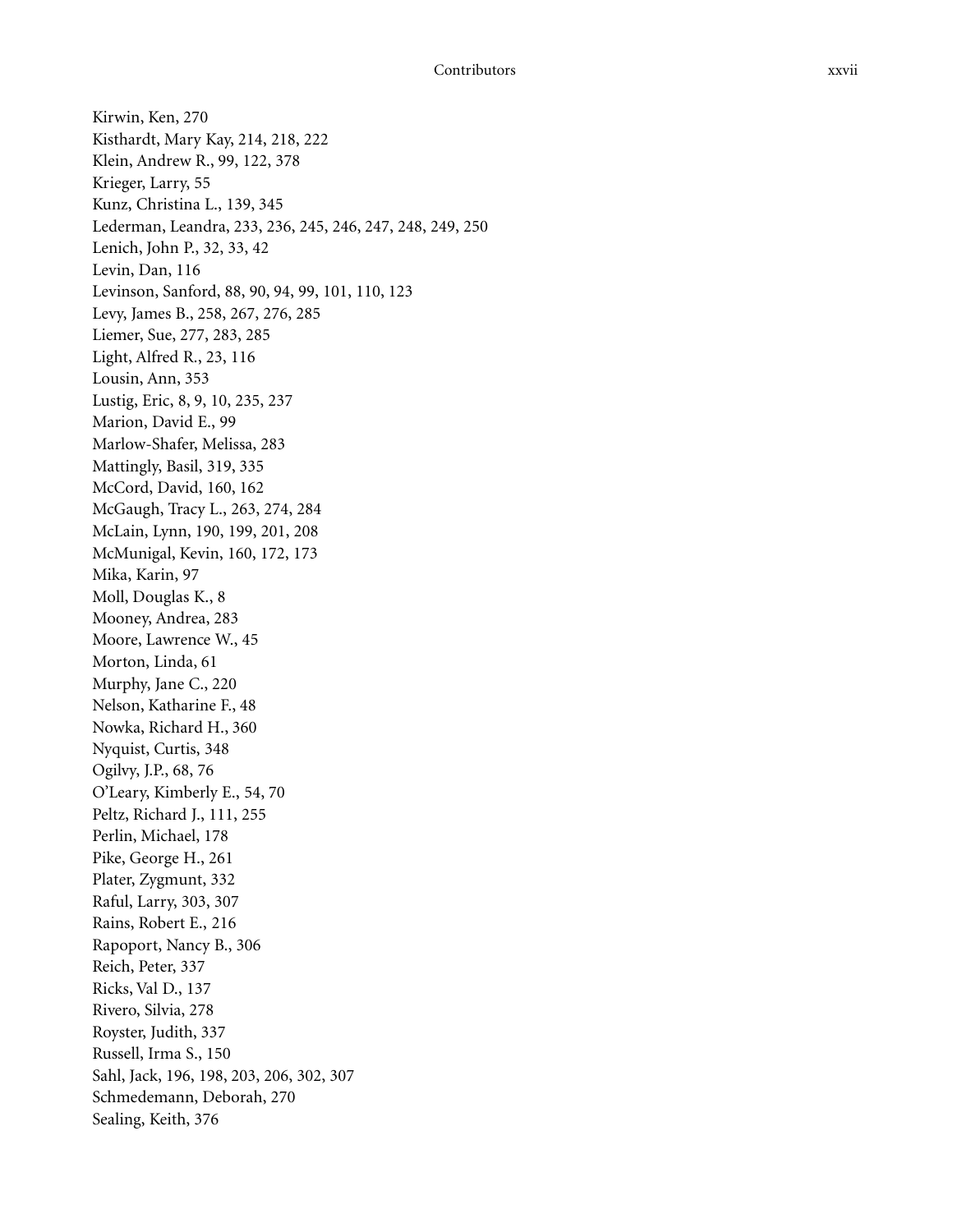Kirwin, Ken, 270
Kisthardt, Mary Kay, 214, 218, 222
Klein, Andrew R., 99, 122, 378
Krieger, Larry, 55
Kunz, Christina L., 139, 345
Lederman, Leandra, 233, 236, 245, 246, 247, 248, 249, 250
Lenich, John P., 32, 33, 42
Levin, Dan, 116
Levinson, Sanford, 88, 90, 94, 99, 101, 110, 123
Levy, James B., 258, 267, 276, 285
Liemer, Sue, 277, 283, 285
Light, Alfred R., 23, 116
Lousin, Ann, 353
Lustig, Eric, 8, 9, 10, 235, 237
Marion, David E., 99
Marlow-Shafer, Melissa, 283
Mattingly, Basil, 319, 335
McCord, David, 160, 162
McGaugh, Tracy L., 263, 274, 284
McLain, Lynn, 190, 199, 201, 208
McMunigal, Kevin, 160, 172, 173
Mika, Karin, 97
Moll, Douglas K., 8
Mooney, Andrea, 283
Moore, Lawrence W., 45
Morton, Linda, 61
Murphy, Jane C., 220
Nelson, Katharine F., 48
Nowka, Richard H., 360
Nyquist, Curtis, 348
Ogilvy, J.P., 68, 76
O'Leary, Kimberly E., 54, 70
Peltz, Richard J., 111, 255
Perlin, Michael, 178
Pike, George H., 261
Plater, Zygmunt, 332
Raful, Larry, 303, 307
Rains, Robert E., 216
Rapoport, Nancy B., 306
Reich, Peter, 337
Ricks, Val D., 137
Rivero, Silvia, 278
Royster, Judith, 337
Russell, Irma S., 150
Sahl, Jack, 196, 198, 203, 206, 302, 307
Schmedemann, Deborah, 270
Sealing, Keith, 376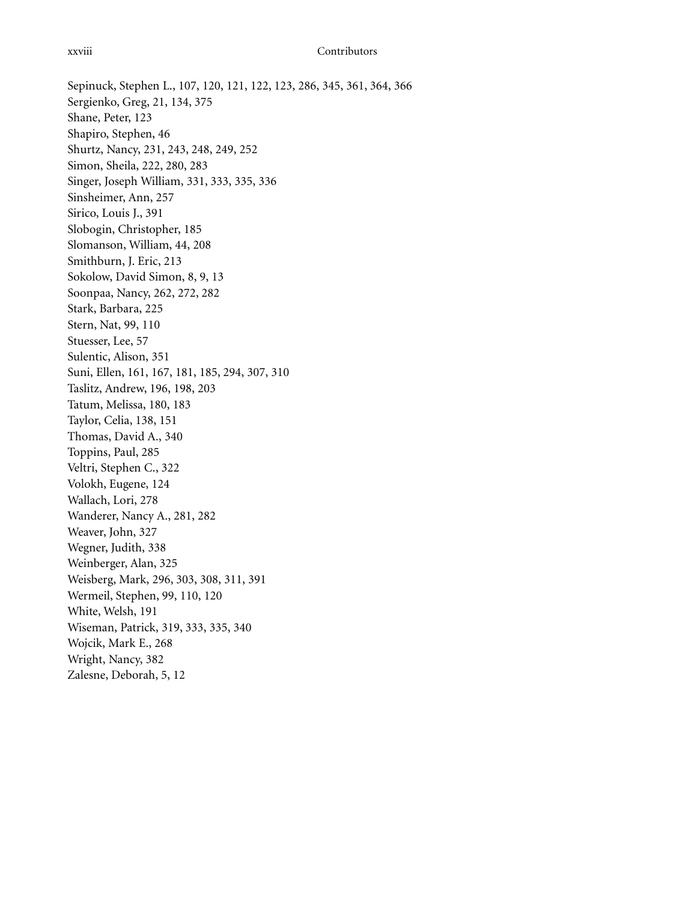Sepinuck, Stephen L., 107, 120, 121, 122, 123, 286, 345, 361, 364, 366
Sergienko, Greg, 21, 134, 375
Shane, Peter, 123
Shapiro, Stephen, 46
Shurtz, Nancy, 231, 243, 248, 249, 252
Simon, Sheila, 222, 280, 283
Singer, Joseph William, 331, 333, 335, 336
Sinsheimer, Ann, 257
Sirico, Louis J., 391
Slobogin, Christopher, 185
Slomanson, William, 44, 208
Smithburn, J. Eric, 213
Sokolow, David Simon, 8, 9, 13
Soonpaa, Nancy, 262, 272, 282
Stark, Barbara, 225
Stern, Nat, 99, 110
Stuesser, Lee, 57
Sulentic, Alison, 351
Suni, Ellen, 161, 167, 181, 185, 294, 307, 310
Taslitz, Andrew, 196, 198, 203
Tatum, Melissa, 180, 183
Taylor, Celia, 138, 151
Thomas, David A., 340
Toppins, Paul, 285
Veltri, Stephen C., 322
Volokh, Eugene, 124
Wallach, Lori, 278
Wanderer, Nancy A., 281, 282
Weaver, John, 327
Wegner, Judith, 338
Weinberger, Alan, 325
Weisberg, Mark, 296, 303, 308, 311, 391
Wermeil, Stephen, 99, 110, 120
White, Welsh, 191
Wiseman, Patrick, 319, 333, 335, 340
Wojcik, Mark E., 268
Wright, Nancy, 382
Zalesne, Deborah, 5, 12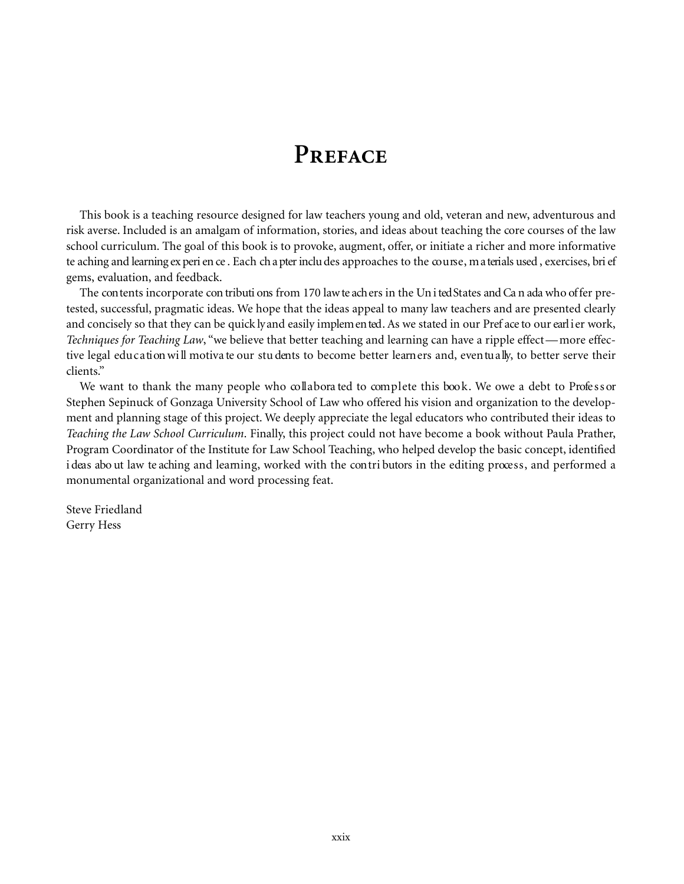# Preface

This book is a teaching resource designed for law teachers young and old, veteran and new, adventurous and risk averse. Included is an amalgam of information, stories, and ideas about teaching the core courses of the law school curriculum. The goal of this book is to provoke, augment, offer, or initiate a richer and more informative teaching and learning experience. Each chapter includes approaches to the course, materials used, exercises, brief gems, evaluation, and feedback.

The contents incorporate contributions from 170 law teachers in the United States and Canada who offer pre-tested, successful, pragmatic ideas. We hope that the ideas appeal to many law teachers and are presented clearly and concisely so that they can be quickly and easily implemented. As we stated in our Preface to our earlier work, *Techniques for Teaching Law*, "we believe that better teaching and learning can have a ripple effect—more effective legal education will motivate our students to become better learners and, eventually, to better serve their clients."

We want to thank the many people who collaborated to complete this book. We owe a debt to Professor Stephen Sepinuck of Gonzaga University School of Law who offered his vision and organization to the development and planning stage of this project. We deeply appreciate the legal educators who contributed their ideas to *Teaching the Law School Curriculum*. Finally, this project could not have become a book without Paula Prather, Program Coordinator of the Institute for Law School Teaching, who helped develop the basic concept, identified ideas about law teaching and learning, worked with the contributors in the editing process, and performed a monumental organizational and word processing feat.

Steve Friedland
Gerry Hess